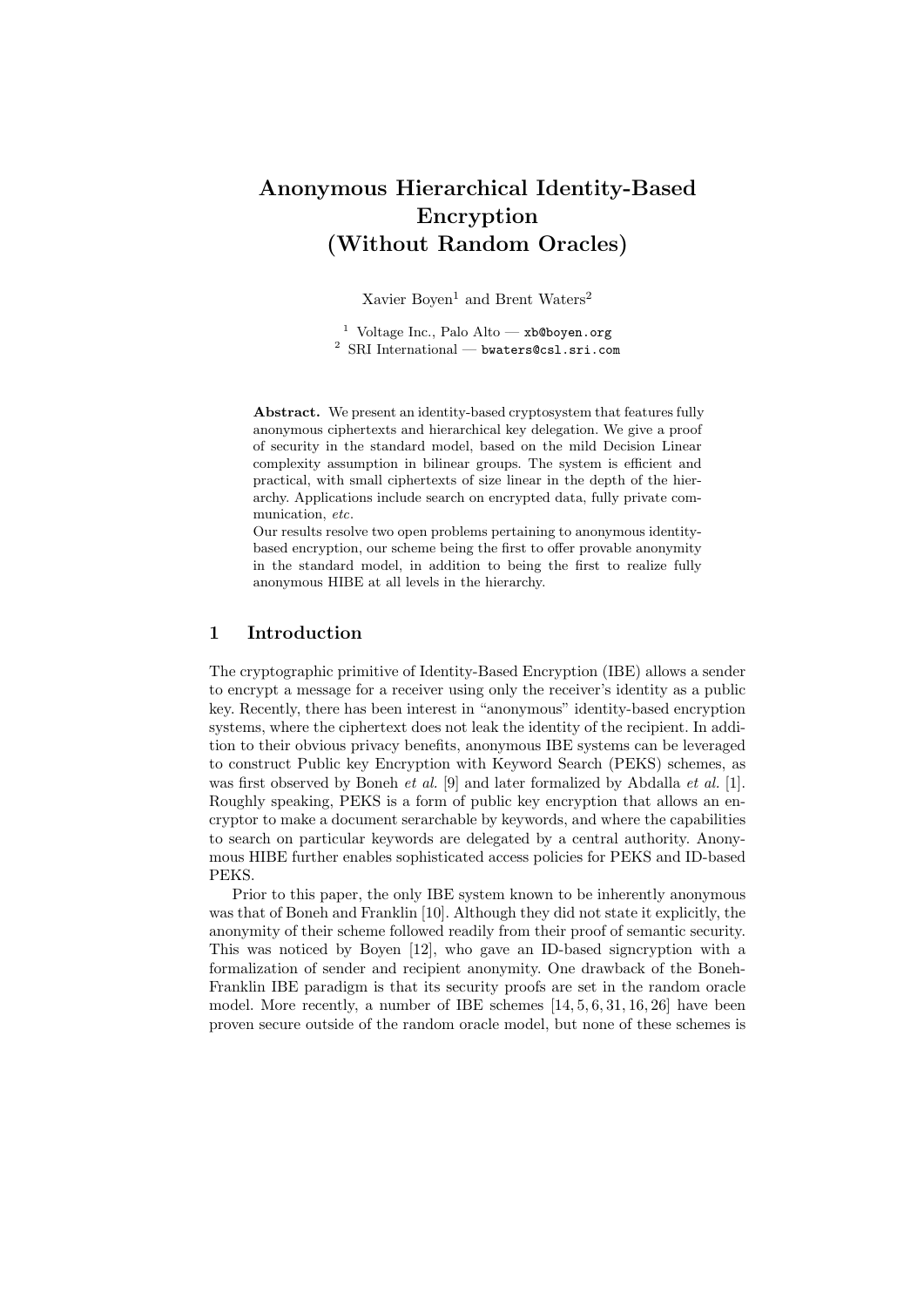# Anonymous Hierarchical Identity-Based Encryption (Without Random Oracles)

Xavier Boyen[1] and Brent Waters[2]

[1] Voltage Inc., Palo Alto — xb@boyen.org
[2] SRI International — bwaters@csl.sri.com

**Abstract.** We present an identity-based cryptosystem that features fully anonymous ciphertexts and hierarchical key delegation. We give a proof of security in the standard model, based on the mild Decision Linear complexity assumption in bilinear groups. The system is efficient and practical, with small ciphertexts of size linear in the depth of the hierarchy. Applications include search on encrypted data, fully private communication, *etc.*

Our results resolve two open problems pertaining to anonymous identity-based encryption, our scheme being the first to offer provable anonymity in the standard model, in addition to being the first to realize fully anonymous HIBE at all levels in the hierarchy.

## 1 Introduction

The cryptographic primitive of Identity-Based Encryption (IBE) allows a sender to encrypt a message for a receiver using only the receiver's identity as a public key. Recently, there has been interest in "anonymous" identity-based encryption systems, where the ciphertext does not leak the identity of the recipient. In addition to their obvious privacy benefits, anonymous IBE systems can be leveraged to construct Public key Encryption with Keyword Search (PEKS) schemes, as was first observed by Boneh *et al.* [9] and later formalized by Abdalla *et al.* [1]. Roughly speaking, PEKS is a form of public key encryption that allows an encryptor to make a document serarchable by keywords, and where the capabilities to search on particular keywords are delegated by a central authority. Anonymous HIBE further enables sophisticated access policies for PEKS and ID-based PEKS.

Prior to this paper, the only IBE system known to be inherently anonymous was that of Boneh and Franklin [10]. Although they did not state it explicitly, the anonymity of their scheme followed readily from their proof of semantic security. This was noticed by Boyen [12], who gave an ID-based signcryption with a formalization of sender and recipient anonymity. One drawback of the Boneh-Franklin IBE paradigm is that its security proofs are set in the random oracle model. More recently, a number of IBE schemes [14, 5, 6, 31, 16, 26] have been proven secure outside of the random oracle model, but none of these schemes is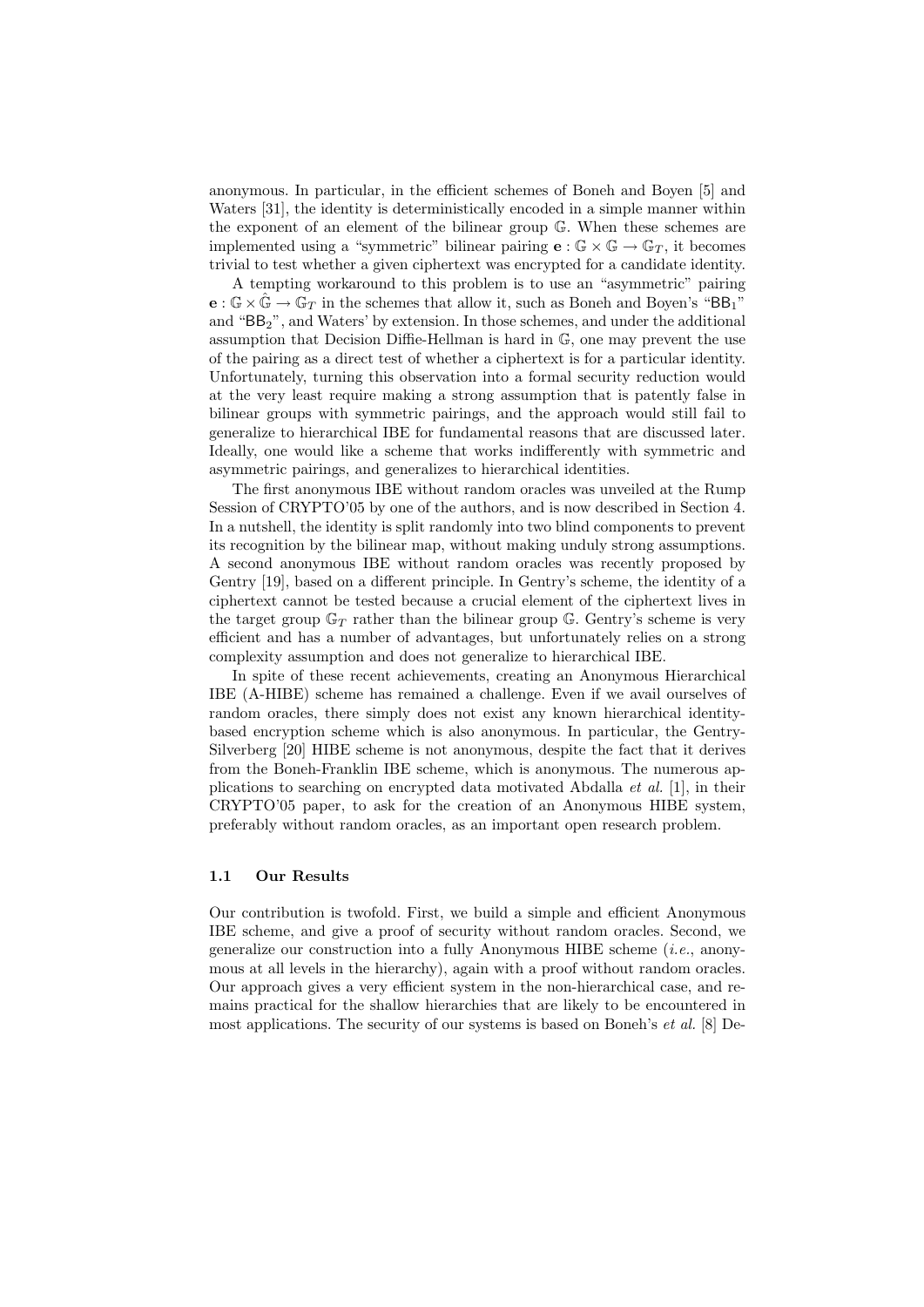anonymous. In particular, in the efficient schemes of Boneh and Boyen [5] and Waters [31], the identity is deterministically encoded in a simple manner within the exponent of an element of the bilinear group $\mathbb{G}$. When these schemes are implemented using a "symmetric" bilinear pairing $\mathbf{e} : \mathbb{G} \times \mathbb{G} \to \mathbb{G}_T$, it becomes trivial to test whether a given ciphertext was encrypted for a candidate identity.

A tempting workaround to this problem is to use an "asymmetric" pairing $\mathbf{e} : \mathbb{G} \times \hat{\mathbb{G}} \to \mathbb{G}_T$ in the schemes that allow it, such as Boneh and Boyen's "$\mathsf{BB}_1$" and "$\mathsf{BB}_2$", and Waters' by extension. In those schemes, and under the additional assumption that Decision Diffie-Hellman is hard in $\mathbb{G}$, one may prevent the use of the pairing as a direct test of whether a ciphertext is for a particular identity. Unfortunately, turning this observation into a formal security reduction would at the very least require making a strong assumption that is patently false in bilinear groups with symmetric pairings, and the approach would still fail to generalize to hierarchical IBE for fundamental reasons that are discussed later. Ideally, one would like a scheme that works indifferently with symmetric and asymmetric pairings, and generalizes to hierarchical identities.

The first anonymous IBE without random oracles was unveiled at the Rump Session of CRYPTO'05 by one of the authors, and is now described in Section 4. In a nutshell, the identity is split randomly into two blind components to prevent its recognition by the bilinear map, without making unduly strong assumptions. A second anonymous IBE without random oracles was recently proposed by Gentry [19], based on a different principle. In Gentry's scheme, the identity of a ciphertext cannot be tested because a crucial element of the ciphertext lives in the target group $\mathbb{G}_T$ rather than the bilinear group $\mathbb{G}$. Gentry's scheme is very efficient and has a number of advantages, but unfortunately relies on a strong complexity assumption and does not generalize to hierarchical IBE.

In spite of these recent achievements, creating an Anonymous Hierarchical IBE (A-HIBE) scheme has remained a challenge. Even if we avail ourselves of random oracles, there simply does not exist any known hierarchical identity-based encryption scheme which is also anonymous. In particular, the Gentry-Silverberg [20] HIBE scheme is not anonymous, despite the fact that it derives from the Boneh-Franklin IBE scheme, which is anonymous. The numerous applications to searching on encrypted data motivated Abdalla *et al.* [1], in their CRYPTO'05 paper, to ask for the creation of an Anonymous HIBE system, preferably without random oracles, as an important open research problem.

### 1.1 Our Results

Our contribution is twofold. First, we build a simple and efficient Anonymous IBE scheme, and give a proof of security without random oracles. Second, we generalize our construction into a fully Anonymous HIBE scheme (*i.e.*, anonymous at all levels in the hierarchy), again with a proof without random oracles. Our approach gives a very efficient system in the non-hierarchical case, and remains practical for the shallow hierarchies that are likely to be encountered in most applications. The security of our systems is based on Boneh's *et al.* [8] De-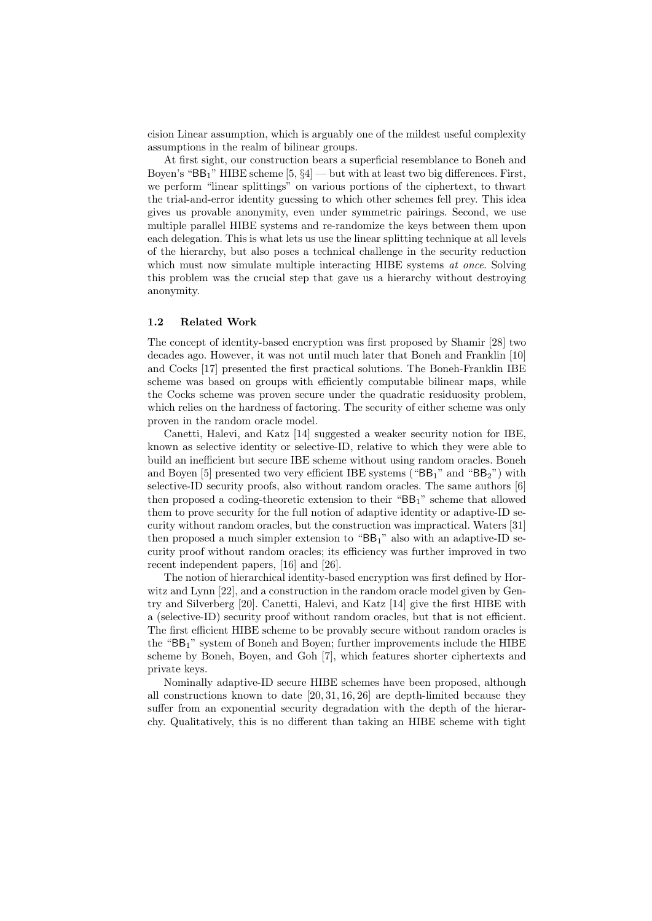cision Linear assumption, which is arguably one of the mildest useful complexity assumptions in the realm of bilinear groups.

At first sight, our construction bears a superficial resemblance to Boneh and Boyen's "$\mathsf{BB}_1$" HIBE scheme [5, §4] — but with at least two big differences. First, we perform "linear splittings" on various portions of the ciphertext, to thwart the trial-and-error identity guessing to which other schemes fell prey. This idea gives us provable anonymity, even under symmetric pairings. Second, we use multiple parallel HIBE systems and re-randomize the keys between them upon each delegation. This is what lets us use the linear splitting technique at all levels of the hierarchy, but also poses a technical challenge in the security reduction which must now simulate multiple interacting HIBE systems *at once*. Solving this problem was the crucial step that gave us a hierarchy without destroying anonymity.

### 1.2 Related Work

The concept of identity-based encryption was first proposed by Shamir [28] two decades ago. However, it was not until much later that Boneh and Franklin [10] and Cocks [17] presented the first practical solutions. The Boneh-Franklin IBE scheme was based on groups with efficiently computable bilinear maps, while the Cocks scheme was proven secure under the quadratic residuosity problem, which relies on the hardness of factoring. The security of either scheme was only proven in the random oracle model.

Canetti, Halevi, and Katz [14] suggested a weaker security notion for IBE, known as selective identity or selective-ID, relative to which they were able to build an inefficient but secure IBE scheme without using random oracles. Boneh and Boyen [5] presented two very efficient IBE systems ("$\mathsf{BB}_1$" and "$\mathsf{BB}_2$") with selective-ID security proofs, also without random oracles. The same authors [6] then proposed a coding-theoretic extension to their "$\mathsf{BB}_1$" scheme that allowed them to prove security for the full notion of adaptive identity or adaptive-ID security without random oracles, but the construction was impractical. Waters [31] then proposed a much simpler extension to "$\mathsf{BB}_1$" also with an adaptive-ID security proof without random oracles; its efficiency was further improved in two recent independent papers, [16] and [26].

The notion of hierarchical identity-based encryption was first defined by Horwitz and Lynn [22], and a construction in the random oracle model given by Gentry and Silverberg [20]. Canetti, Halevi, and Katz [14] give the first HIBE with a (selective-ID) security proof without random oracles, but that is not efficient. The first efficient HIBE scheme to be provably secure without random oracles is the "$\mathsf{BB}_1$" system of Boneh and Boyen; further improvements include the HIBE scheme by Boneh, Boyen, and Goh [7], which features shorter ciphertexts and private keys.

Nominally adaptive-ID secure HIBE schemes have been proposed, although all constructions known to date [20, 31, 16, 26] are depth-limited because they suffer from an exponential security degradation with the depth of the hierarchy. Qualitatively, this is no different than taking an HIBE scheme with tight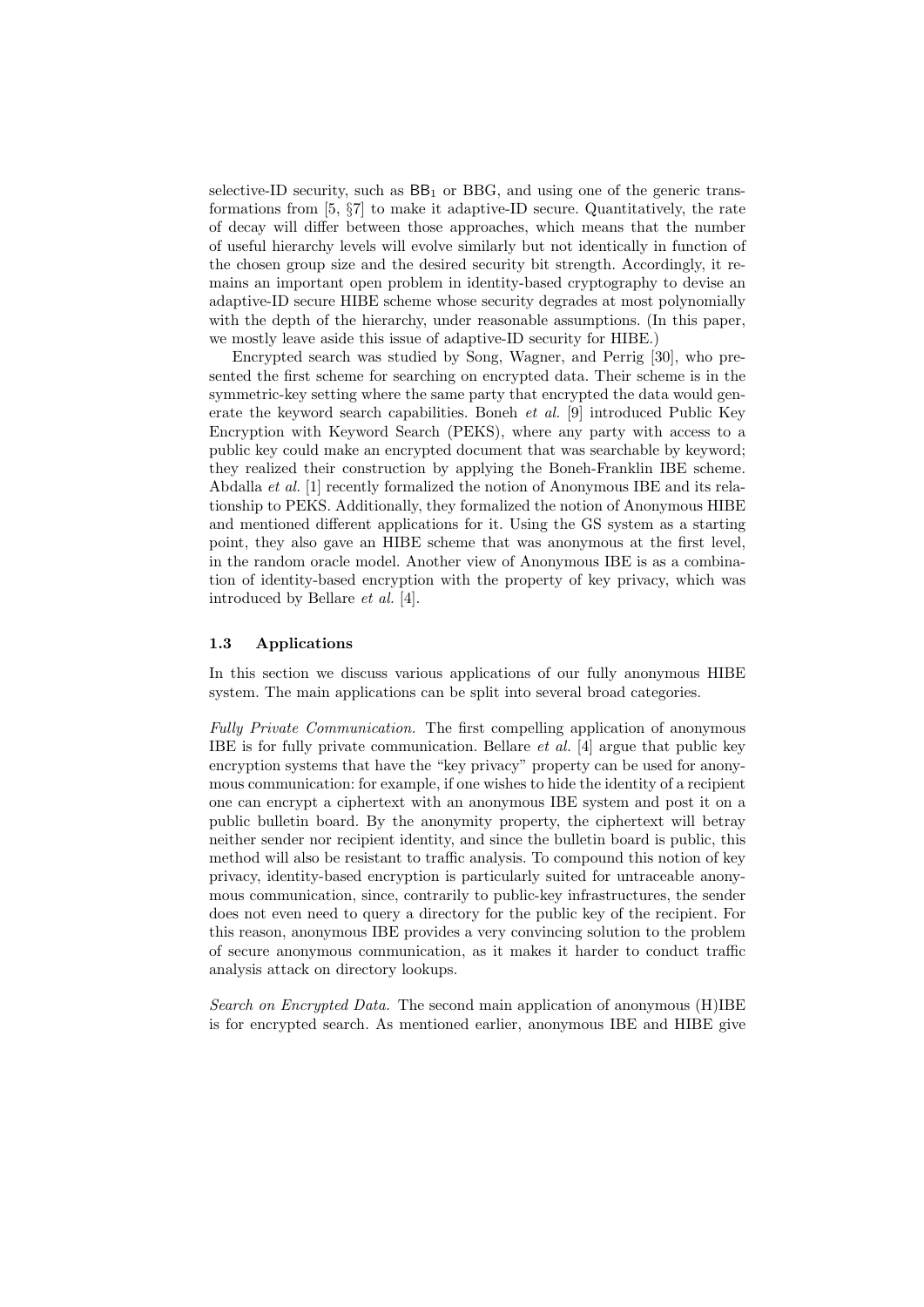selective-ID security, such as $\mathsf{BB}_1$ or BBG, and using one of the generic transformations from [5, §7] to make it adaptive-ID secure. Quantitatively, the rate of decay will differ between those approaches, which means that the number of useful hierarchy levels will evolve similarly but not identically in function of the chosen group size and the desired security bit strength. Accordingly, it remains an important open problem in identity-based cryptography to devise an adaptive-ID secure HIBE scheme whose security degrades at most polynomially with the depth of the hierarchy, under reasonable assumptions. (In this paper, we mostly leave aside this issue of adaptive-ID security for HIBE.)

Encrypted search was studied by Song, Wagner, and Perrig [30], who presented the first scheme for searching on encrypted data. Their scheme is in the symmetric-key setting where the same party that encrypted the data would generate the keyword search capabilities. Boneh *et al.* [9] introduced Public Key Encryption with Keyword Search (PEKS), where any party with access to a public key could make an encrypted document that was searchable by keyword; they realized their construction by applying the Boneh-Franklin IBE scheme. Abdalla *et al.* [1] recently formalized the notion of Anonymous IBE and its relationship to PEKS. Additionally, they formalized the notion of Anonymous HIBE and mentioned different applications for it. Using the GS system as a starting point, they also gave an HIBE scheme that was anonymous at the first level, in the random oracle model. Another view of Anonymous IBE is as a combination of identity-based encryption with the property of key privacy, which was introduced by Bellare *et al.* [4].

### 1.3 Applications

In this section we discuss various applications of our fully anonymous HIBE system. The main applications can be split into several broad categories.

*Fully Private Communication.* The first compelling application of anonymous IBE is for fully private communication. Bellare *et al.* [4] argue that public key encryption systems that have the "key privacy" property can be used for anonymous communication: for example, if one wishes to hide the identity of a recipient one can encrypt a ciphertext with an anonymous IBE system and post it on a public bulletin board. By the anonymity property, the ciphertext will betray neither sender nor recipient identity, and since the bulletin board is public, this method will also be resistant to traffic analysis. To compound this notion of key privacy, identity-based encryption is particularly suited for untraceable anonymous communication, since, contrarily to public-key infrastructures, the sender does not even need to query a directory for the public key of the recipient. For this reason, anonymous IBE provides a very convincing solution to the problem of secure anonymous communication, as it makes it harder to conduct traffic analysis attack on directory lookups.

*Search on Encrypted Data.* The second main application of anonymous (H)IBE is for encrypted search. As mentioned earlier, anonymous IBE and HIBE give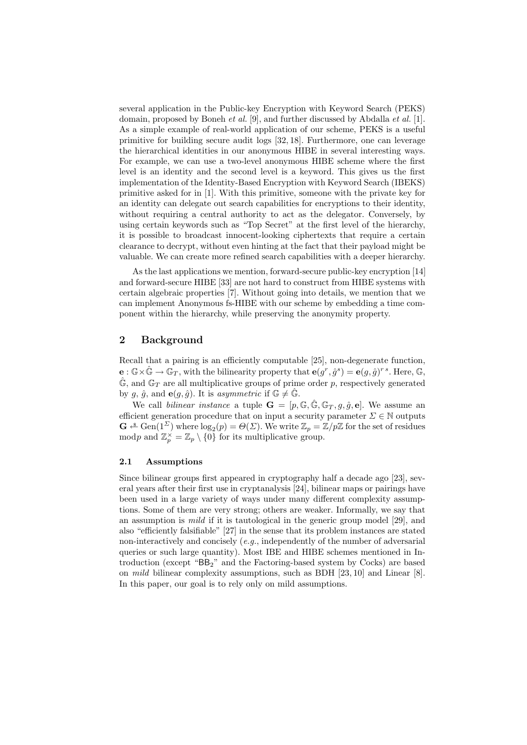several application in the Public-key Encryption with Keyword Search (PEKS) domain, proposed by Boneh *et al.* [9], and further discussed by Abdalla *et al.* [1]. As a simple example of real-world application of our scheme, PEKS is a useful primitive for building secure audit logs [32, 18]. Furthermore, one can leverage the hierarchical identities in our anonymous HIBE in several interesting ways. For example, we can use a two-level anonymous HIBE scheme where the first level is an identity and the second level is a keyword. This gives us the first implementation of the Identity-Based Encryption with Keyword Search (IBEKS) primitive asked for in [1]. With this primitive, someone with the private key for an identity can delegate out search capabilities for encryptions to their identity, without requiring a central authority to act as the delegator. Conversely, by using certain keywords such as "Top Secret" at the first level of the hierarchy, it is possible to broadcast innocent-looking ciphertexts that require a certain clearance to decrypt, without even hinting at the fact that their payload might be valuable. We can create more refined search capabilities with a deeper hierarchy.

As the last applications we mention, forward-secure public-key encryption [14] and forward-secure HIBE [33] are not hard to construct from HIBE systems with certain algebraic properties [7]. Without going into details, we mention that we can implement Anonymous fs-HIBE with our scheme by embedding a time component within the hierarchy, while preserving the anonymity property.

## 2 Background

Recall that a pairing is an efficiently computable [25], non-degenerate function, $\mathbf{e} : \mathbb{G} \times \hat{\mathbb{G}} \rightarrow \mathbb{G}_T$, with the bilinearity property that $\mathbf{e}(g^r, \hat{g}^s) = \mathbf{e}(g, \hat{g})^{r\,s}$. Here, $\mathbb{G}$, $\hat{\mathbb{G}}$, and $\mathbb{G}_T$ are all multiplicative groups of prime order $p$, respectively generated by $g$, $\hat{g}$, and $\mathbf{e}(g, \hat{g})$. It is *asymmetric* if $\mathbb{G} \neq \hat{\mathbb{G}}$.

We call *bilinear instance* a tuple $\mathbf{G} = [p, \mathbb{G}, \hat{\mathbb{G}}, \mathbb{G}_T, g, \hat{g}, \mathbf{e}]$. We assume an efficient generation procedure that on input a security parameter $\Sigma \in \mathbb{N}$ outputs $\mathbf{G} \xleftarrow{\$} \mathrm{Gen}(1^{\Sigma})$ where $\log_2(p) = \Theta(\Sigma)$. We write $\mathbb{Z}_p = \mathbb{Z}/p\mathbb{Z}$ for the set of residues mod$p$ and $\mathbb{Z}_p^{\times} = \mathbb{Z}_p \setminus \{0\}$ for its multiplicative group.

### 2.1 Assumptions

Since bilinear groups first appeared in cryptography half a decade ago [23], several years after their first use in cryptanalysis [24], bilinear maps or pairings have been used in a large variety of ways under many different complexity assumptions. Some of them are very strong; others are weaker. Informally, we say that an assumption is *mild* if it is tautological in the generic group model [29], and also "efficiently falsifiable" [27] in the sense that its problem instances are stated non-interactively and concisely (*e.g.*, independently of the number of adversarial queries or such large quantity). Most IBE and HIBE schemes mentioned in Introduction (except "$\mathsf{BB}_2$" and the Factoring-based system by Cocks) are based on *mild* bilinear complexity assumptions, such as BDH [23, 10] and Linear [8]. In this paper, our goal is to rely only on mild assumptions.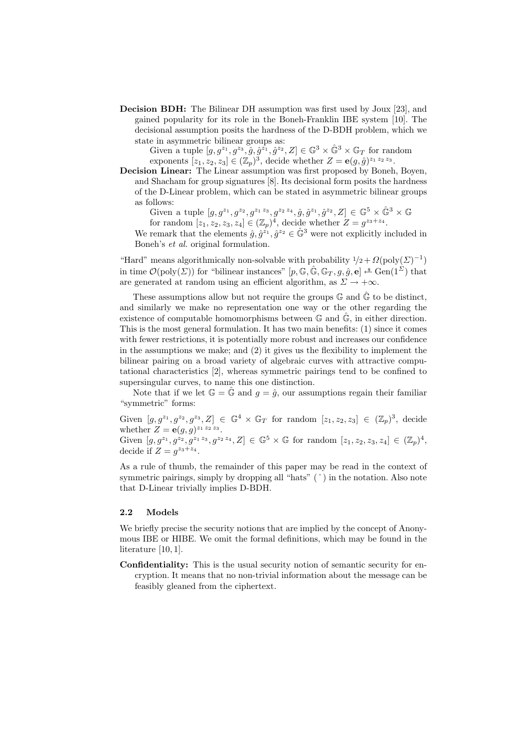**Decision BDH:** The Bilinear DH assumption was first used by Joux [23], and gained popularity for its role in the Boneh-Franklin IBE system [10]. The decisional assumption posits the hardness of the D-BDH problem, which we state in asymmetric bilinear groups as:

Given a tuple $[g, g^{z_1}, g^{z_3}, \hat{g}, \hat{g}^{z_1}, \hat{g}^{z_2}, Z] \in \mathbb{G}^3 \times \hat{\mathbb{G}}^3 \times \mathbb{G}_T$ for random exponents $[z_1, z_2, z_3] \in (\mathbb{Z}_p)^3$, decide whether $Z = \mathbf{e}(g, \hat{g})^{z_1 z_2 z_3}$.

**Decision Linear:** The Linear assumption was first proposed by Boneh, Boyen, and Shacham for group signatures [8]. Its decisional form posits the hardness of the D-Linear problem, which can be stated in asymmetric bilinear groups as follows:

Given a tuple $[g, g^{z_1}, g^{z_2}, g^{z_1 z_3}, g^{z_2 z_4}, \hat{g}, \hat{g}^{z_1}, \hat{g}^{z_2}, Z] \in \mathbb{G}^5 \times \hat{\mathbb{G}}^3 \times \mathbb{G}$ for random $[z_1, z_2, z_3, z_4] \in (\mathbb{Z}_p)^4$, decide whether $Z = g^{z_3 + z_4}$.

We remark that the elements $\hat{g}, \hat{g}^{z_1}, \hat{g}^{z_2} \in \hat{\mathbb{G}}^3$ were not explicitly included in Boneh's *et al.* original formulation.

"Hard" means algorithmically non-solvable with probability $1/2 + \Omega(\text{poly}(\Sigma)^{-1})$ in time $\mathcal{O}(\text{poly}(\Sigma))$ for "bilinear instances" $[p, \mathbb{G}, \hat{\mathbb{G}}, \mathbb{G}_T, g, \hat{g}, \mathbf{e}] \xleftarrow{\$} \text{Gen}(1^\Sigma)$ that are generated at random using an efficient algorithm, as $\Sigma \to +\infty$.

These assumptions allow but not require the groups $\mathbb{G}$ and $\hat{\mathbb{G}}$ to be distinct, and similarly we make no representation one way or the other regarding the existence of computable homomorphisms between $\mathbb{G}$ and $\hat{\mathbb{G}}$, in either direction. This is the most general formulation. It has two main benefits: (1) since it comes with fewer restrictions, it is potentially more robust and increases our confidence in the assumptions we make; and (2) it gives us the flexibility to implement the bilinear pairing on a broad variety of algebraic curves with attractive computational characteristics [2], whereas symmetric pairings tend to be confined to supersingular curves, to name this one distinction.

Note that if we let $\mathbb{G} = \hat{\mathbb{G}}$ and $g = \hat{g}$, our assumptions regain their familiar "symmetric" forms:

Given $[g, g^{z_1}, g^{z_2}, g^{z_3}, Z] \in \mathbb{G}^4 \times \mathbb{G}_T$ for random $[z_1, z_2, z_3] \in (\mathbb{Z}_p)^3$, decide whether $Z = \mathbf{e}(g, g)^{z_1 z_2 z_3}$.

Given $[g, g^{z_1}, g^{z_2}, g^{z_1 z_3}, g^{z_2 z_4}, Z] \in \mathbb{G}^5 \times \mathbb{G}$ for random $[z_1, z_2, z_3, z_4] \in (\mathbb{Z}_p)^4$, decide if $Z = g^{z_3 + z_4}$.

As a rule of thumb, the remainder of this paper may be read in the context of symmetric pairings, simply by dropping all "hats" ( $\hat{}$ ) in the notation. Also note that D-Linear trivially implies D-BDH.

### 2.2 Models

We briefly precise the security notions that are implied by the concept of Anonymous IBE or HIBE. We omit the formal definitions, which may be found in the literature [10, 1].

**Confidentiality:** This is the usual security notion of semantic security for encryption. It means that no non-trivial information about the message can be feasibly gleaned from the ciphertext.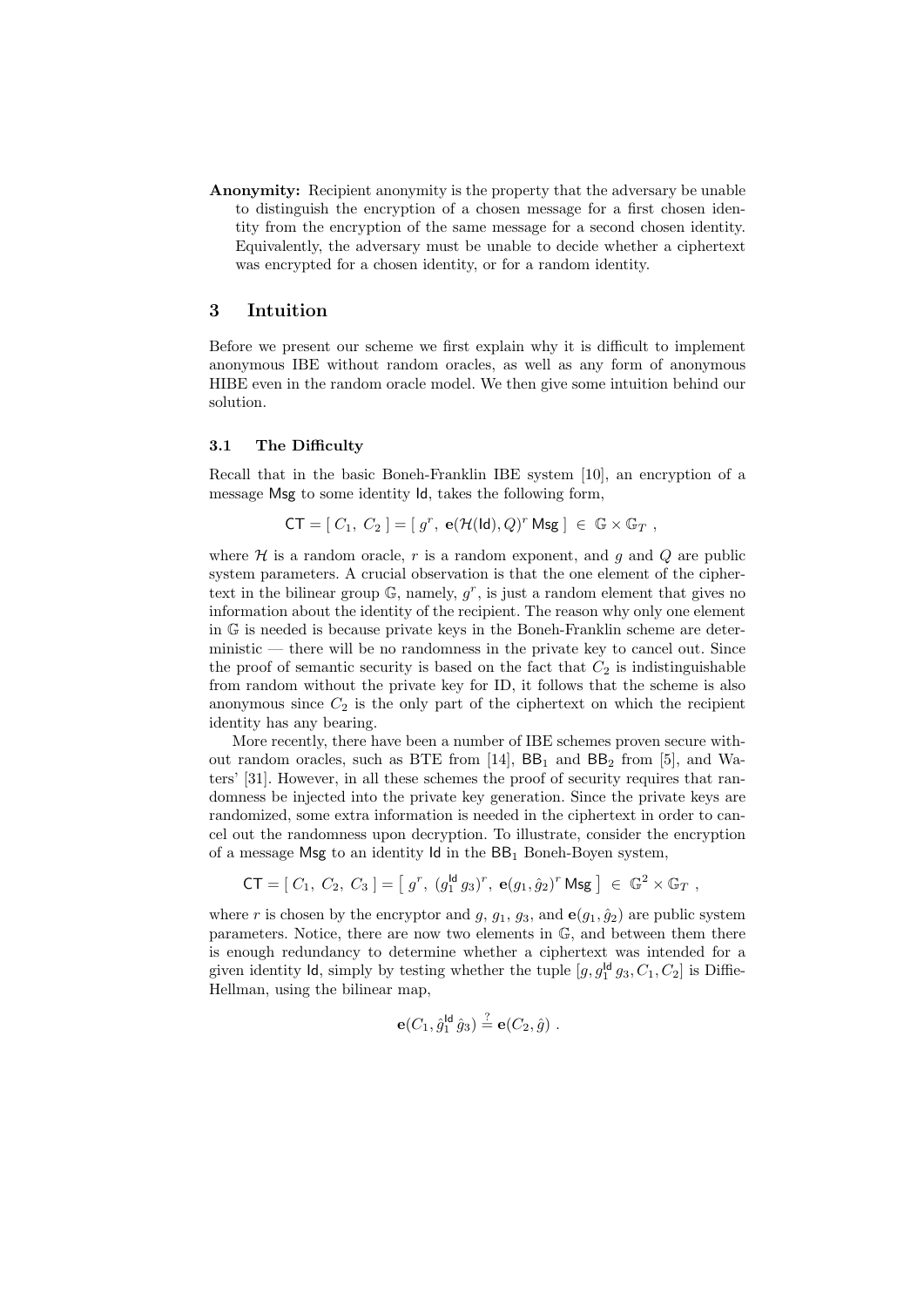**Anonymity:** Recipient anonymity is the property that the adversary be unable to distinguish the encryption of a chosen message for a first chosen identity from the encryption of the same message for a second chosen identity. Equivalently, the adversary must be unable to decide whether a ciphertext was encrypted for a chosen identity, or for a random identity.

## 3 Intuition

Before we present our scheme we first explain why it is difficult to implement anonymous IBE without random oracles, as well as any form of anonymous HIBE even in the random oracle model. We then give some intuition behind our solution.

### 3.1 The Difficulty

Recall that in the basic Boneh-Franklin IBE system [10], an encryption of a message $\mathsf{Msg}$ to some identity $\mathsf{Id}$, takes the following form,

$$\mathsf{CT} = [\ C_1,\ C_2\ ] = [\ g^r,\ \mathbf{e}(\mathcal{H}(\mathsf{Id}), Q)^r\, \mathsf{Msg}\ ] \ \in\ \mathbb{G} \times \mathbb{G}_T\ ,$$

where $\mathcal{H}$ is a random oracle, $r$ is a random exponent, and $g$ and $Q$ are public system parameters. A crucial observation is that the one element of the ciphertext in the bilinear group $\mathbb{G}$, namely, $g^r$, is just a random element that gives no information about the identity of the recipient. The reason why only one element in $\mathbb{G}$ is needed is because private keys in the Boneh-Franklin scheme are deterministic — there will be no randomness in the private key to cancel out. Since the proof of semantic security is based on the fact that $C_2$ is indistinguishable from random without the private key for ID, it follows that the scheme is also anonymous since $C_2$ is the only part of the ciphertext on which the recipient identity has any bearing.

More recently, there have been a number of IBE schemes proven secure without random oracles, such as BTE from [14], $\mathsf{BB}_1$ and $\mathsf{BB}_2$ from [5], and Waters' [31]. However, in all these schemes the proof of security requires that randomness be injected into the private key generation. Since the private keys are randomized, some extra information is needed in the ciphertext in order to cancel out the randomness upon decryption. To illustrate, consider the encryption of a message $\mathsf{Msg}$ to an identity $\mathsf{Id}$ in the $\mathsf{BB}_1$ Boneh-Boyen system,

$$\mathsf{CT} = [\ C_1,\ C_2,\ C_3\ ] = \left[\ g^r,\ (g_1^{\mathsf{Id}}\, g_3)^r,\ \mathbf{e}(g_1, \hat{g}_2)^r\, \mathsf{Msg}\ \right] \ \in\ \mathbb{G}^2 \times \mathbb{G}_T\ ,$$

where $r$ is chosen by the encryptor and $g$, $g_1$, $g_3$, and $\mathbf{e}(g_1, \hat{g}_2)$ are public system parameters. Notice, there are now two elements in $\mathbb{G}$, and between them there is enough redundancy to determine whether a ciphertext was intended for a given identity $\mathsf{Id}$, simply by testing whether the tuple $[g, g_1^{\mathsf{Id}}\, g_3, C_1, C_2]$ is Diffie-Hellman, using the bilinear map,

$$\mathbf{e}(C_1, \hat{g}_1^{\mathsf{Id}}\, \hat{g}_3) \stackrel{?}{=} \mathbf{e}(C_2, \hat{g})\ .$$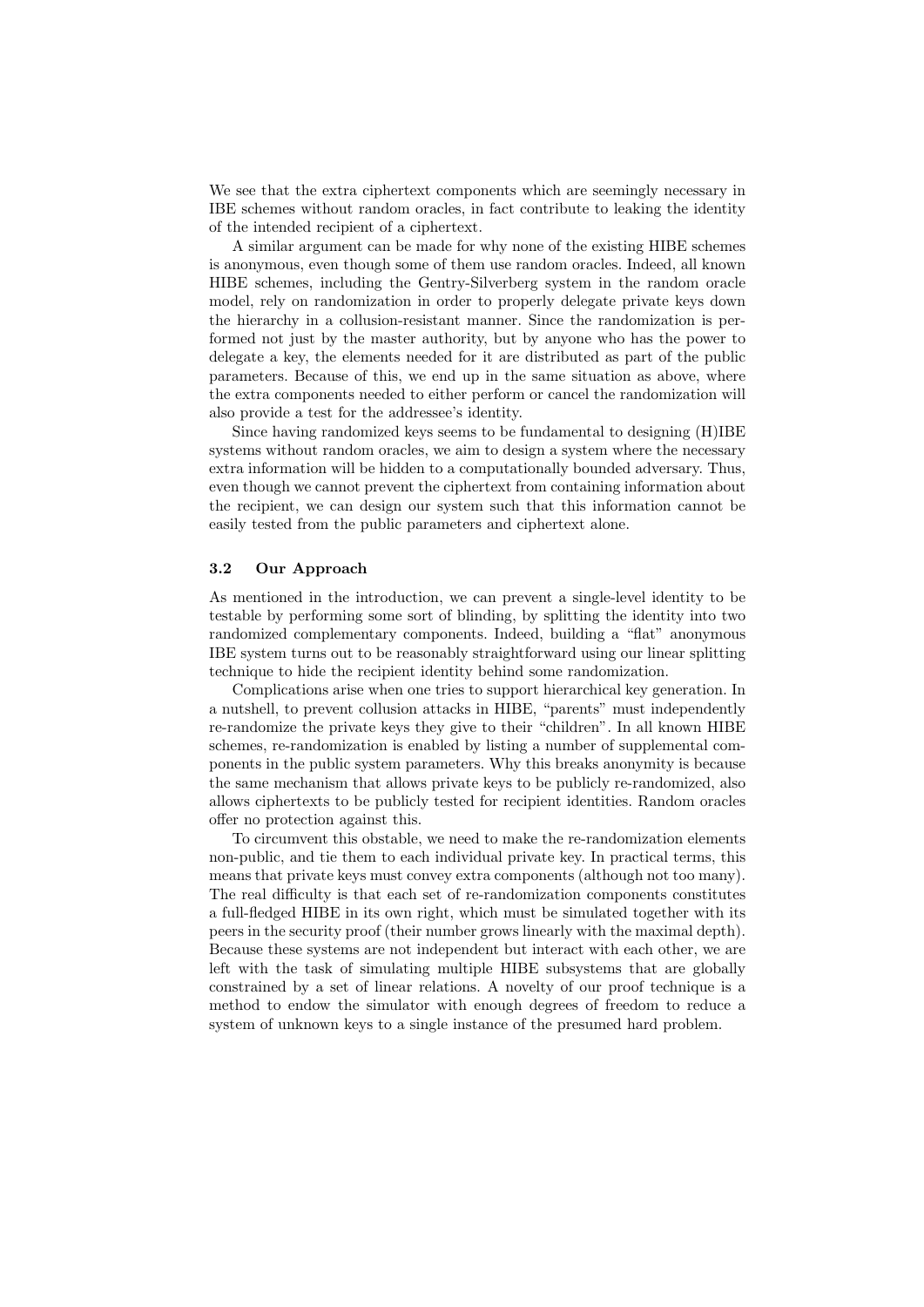We see that the extra ciphertext components which are seemingly necessary in IBE schemes without random oracles, in fact contribute to leaking the identity of the intended recipient of a ciphertext.

A similar argument can be made for why none of the existing HIBE schemes is anonymous, even though some of them use random oracles. Indeed, all known HIBE schemes, including the Gentry-Silverberg system in the random oracle model, rely on randomization in order to properly delegate private keys down the hierarchy in a collusion-resistant manner. Since the randomization is performed not just by the master authority, but by anyone who has the power to delegate a key, the elements needed for it are distributed as part of the public parameters. Because of this, we end up in the same situation as above, where the extra components needed to either perform or cancel the randomization will also provide a test for the addressee's identity.

Since having randomized keys seems to be fundamental to designing (H)IBE systems without random oracles, we aim to design a system where the necessary extra information will be hidden to a computationally bounded adversary. Thus, even though we cannot prevent the ciphertext from containing information about the recipient, we can design our system such that this information cannot be easily tested from the public parameters and ciphertext alone.

### 3.2 Our Approach

As mentioned in the introduction, we can prevent a single-level identity to be testable by performing some sort of blinding, by splitting the identity into two randomized complementary components. Indeed, building a "flat" anonymous IBE system turns out to be reasonably straightforward using our linear splitting technique to hide the recipient identity behind some randomization.

Complications arise when one tries to support hierarchical key generation. In a nutshell, to prevent collusion attacks in HIBE, "parents" must independently re-randomize the private keys they give to their "children". In all known HIBE schemes, re-randomization is enabled by listing a number of supplemental components in the public system parameters. Why this breaks anonymity is because the same mechanism that allows private keys to be publicly re-randomized, also allows ciphertexts to be publicly tested for recipient identities. Random oracles offer no protection against this.

To circumvent this obstable, we need to make the re-randomization elements non-public, and tie them to each individual private key. In practical terms, this means that private keys must convey extra components (although not too many). The real difficulty is that each set of re-randomization components constitutes a full-fledged HIBE in its own right, which must be simulated together with its peers in the security proof (their number grows linearly with the maximal depth). Because these systems are not independent but interact with each other, we are left with the task of simulating multiple HIBE subsystems that are globally constrained by a set of linear relations. A novelty of our proof technique is a method to endow the simulator with enough degrees of freedom to reduce a system of unknown keys to a single instance of the presumed hard problem.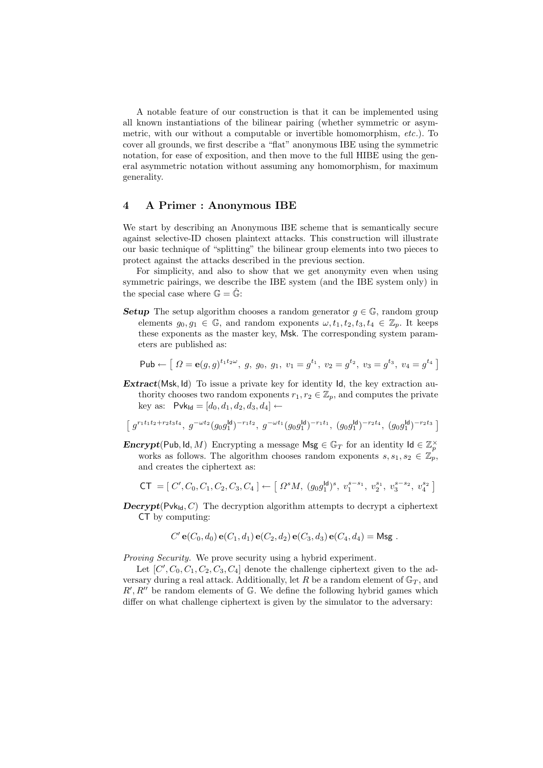A notable feature of our construction is that it can be implemented using all known instantiations of the bilinear pairing (whether symmetric or asymmetric, with our without a computable or invertible homomorphism, *etc.*). To cover all grounds, we first describe a "flat" anonymous IBE using the symmetric notation, for ease of exposition, and then move to the full HIBE using the general asymmetric notation without assuming any homomorphism, for maximum generality.

## 4 A Primer : Anonymous IBE

We start by describing an Anonymous IBE scheme that is semantically secure against selective-ID chosen plaintext attacks. This construction will illustrate our basic technique of "splitting" the bilinear group elements into two pieces to protect against the attacks described in the previous section.

For simplicity, and also to show that we get anonymity even when using symmetric pairings, we describe the IBE system (and the IBE system only) in the special case where $\mathbb{G} = \hat{\mathbb{G}}$:

***Setup*** The setup algorithm chooses a random generator $g \in \mathbb{G}$, random group elements $g_0, g_1 \in \mathbb{G}$, and random exponents $\omega, t_1, t_2, t_3, t_4 \in \mathbb{Z}_p$. It keeps these exponents as the master key, $\mathsf{Msk}$. The corresponding system parameters are published as:

$$\mathsf{Pub} \leftarrow \left[\ \Omega = \mathbf{e}(g,g)^{t_1 t_2 \omega},\ g,\ g_0,\ g_1,\ v_1 = g^{t_1},\ v_2 = g^{t_2},\ v_3 = g^{t_3},\ v_4 = g^{t_4}\ \right]$$

***Extract***$(\mathsf{Msk}, \mathsf{Id})$ To issue a private key for identity $\mathsf{Id}$, the key extraction authority chooses two random exponents $r_1, r_2 \in \mathbb{Z}_p$, and computes the private key as: $\mathsf{Pvk}_{\mathsf{Id}} = [d_0, d_1, d_2, d_3, d_4] \leftarrow$

$$\left[\ g^{r_1 t_1 t_2 + r_2 t_3 t_4},\ g^{-\omega t_2}(g_0 g_1^{\mathsf{Id}})^{-r_1 t_2},\ g^{-\omega t_1}(g_0 g_1^{\mathsf{Id}})^{-r_1 t_1},\ (g_0 g_1^{\mathsf{Id}})^{-r_2 t_4},\ (g_0 g_1^{\mathsf{Id}})^{-r_2 t_3}\ \right]$$

***Encrypt***$(\mathsf{Pub}, \mathsf{Id}, M)$ Encrypting a message $\mathsf{Msg} \in \mathbb{G}_T$ for an identity $\mathsf{Id} \in \mathbb{Z}_p^\times$ works as follows. The algorithm chooses random exponents $s, s_1, s_2 \in \mathbb{Z}_p$, and creates the ciphertext as:

$$\mathsf{CT}\ = [\ C', C_0, C_1, C_2, C_3, C_4\ ] \leftarrow \left[\ \Omega^s M,\ (g_0 g_1^{\mathsf{Id}})^s,\ v_1^{s-s_1},\ v_2^{s_1},\ v_3^{s-s_2},\ v_4^{s_2}\ \right]$$

***Decrypt***$(\mathsf{Pvk}_{\mathsf{Id}}, C)$ The decryption algorithm attempts to decrypt a ciphertext $\mathsf{CT}$ by computing:

$$C'\,\mathbf{e}(C_0, d_0)\,\mathbf{e}(C_1, d_1)\,\mathbf{e}(C_2, d_2)\,\mathbf{e}(C_3, d_3)\,\mathbf{e}(C_4, d_4) = \mathsf{Msg}\ .$$

*Proving Security.* We prove security using a hybrid experiment.

Let $[C', C_0, C_1, C_2, C_3, C_4]$ denote the challenge ciphertext given to the adversary during a real attack. Additionally, let $R$ be a random element of $\mathbb{G}_T$, and $R', R''$ be random elements of $\mathbb{G}$. We define the following hybrid games which differ on what challenge ciphertext is given by the simulator to the adversary: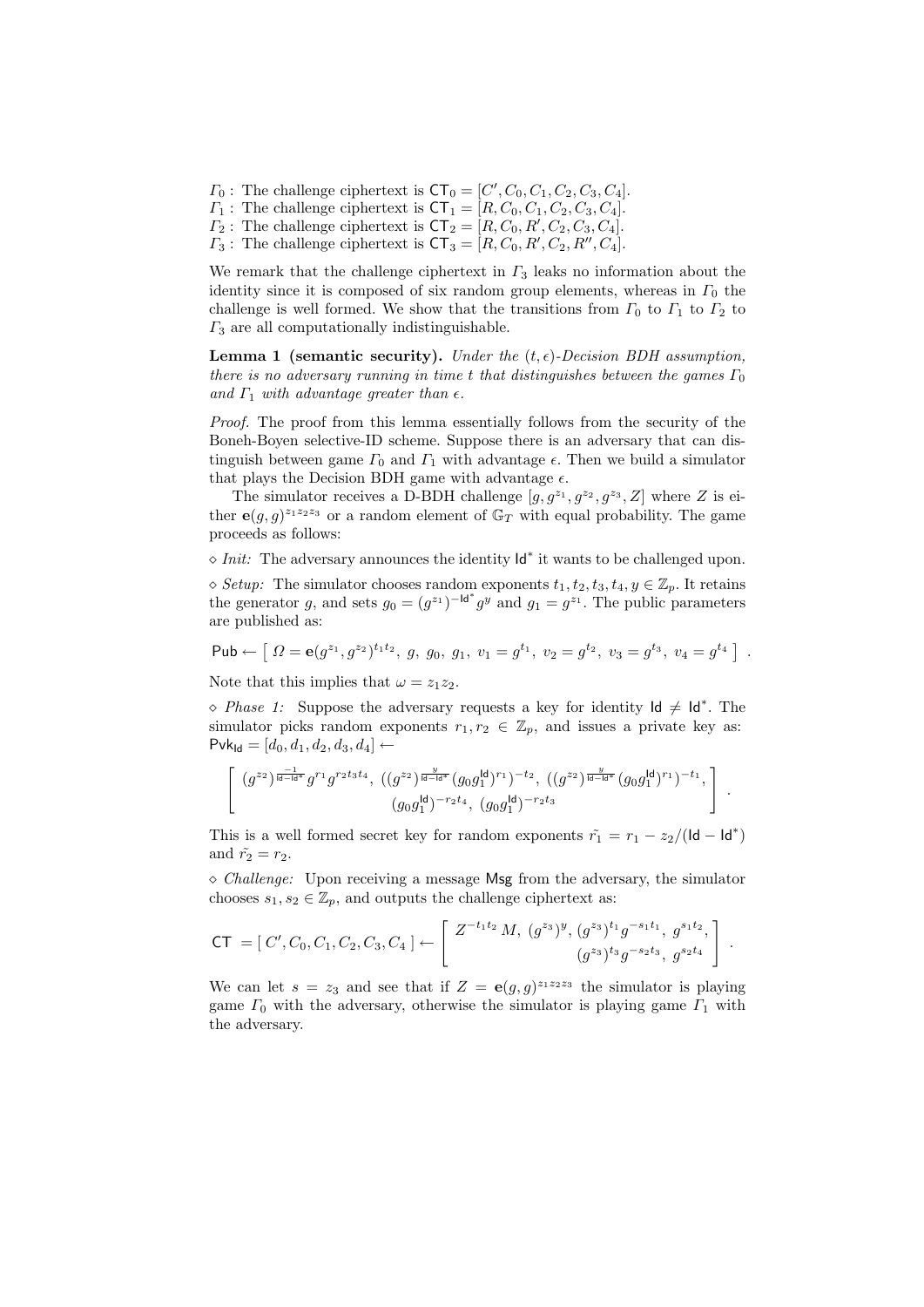$\Gamma_0$ : The challenge ciphertext is $\mathsf{CT}_0 = [C', C_0, C_1, C_2, C_3, C_4]$.
$\Gamma_1$ : The challenge ciphertext is $\mathsf{CT}_1 = [R, C_0, C_1, C_2, C_3, C_4]$.
$\Gamma_2$ : The challenge ciphertext is $\mathsf{CT}_2 = [R, C_0, R', C_2, C_3, C_4]$.
$\Gamma_3$ : The challenge ciphertext is $\mathsf{CT}_3 = [R, C_0, R', C_2, R'', C_4]$.

We remark that the challenge ciphertext in $\Gamma_3$ leaks no information about the identity since it is composed of six random group elements, whereas in $\Gamma_0$ the challenge is well formed. We show that the transitions from $\Gamma_0$ to $\Gamma_1$ to $\Gamma_2$ to $\Gamma_3$ are all computationally indistinguishable.

**Lemma 1 (semantic security).** *Under the $(t, \epsilon)$-Decision BDH assumption, there is no adversary running in time $t$ that distinguishes between the games $\Gamma_0$ and $\Gamma_1$ with advantage greater than $\epsilon$.*

*Proof.* The proof from this lemma essentially follows from the security of the Boneh-Boyen selective-ID scheme. Suppose there is an adversary that can distinguish between game $\Gamma_0$ and $\Gamma_1$ with advantage $\epsilon$. Then we build a simulator that plays the Decision BDH game with advantage $\epsilon$.

The simulator receives a D-BDH challenge $[g, g^{z_1}, g^{z_2}, g^{z_3}, Z]$ where $Z$ is either $\mathbf{e}(g,g)^{z_1 z_2 z_3}$ or a random element of $\mathbb{G}_T$ with equal probability. The game proceeds as follows:

$\diamond$ *Init:* The adversary announces the identity $\mathsf{Id}^*$ it wants to be challenged upon.

$\diamond$ *Setup:* The simulator chooses random exponents $t_1, t_2, t_3, t_4, y \in \mathbb{Z}_p$. It retains the generator $g$, and sets $g_0 = (g^{z_1})^{-\mathsf{Id}^*} g^y$ and $g_1 = g^{z_1}$. The public parameters are published as:

$$\mathsf{Pub} \leftarrow \left[\ \Omega = \mathbf{e}(g^{z_1}, g^{z_2})^{t_1 t_2},\ g,\ g_0,\ g_1,\ v_1 = g^{t_1},\ v_2 = g^{t_2},\ v_3 = g^{t_3},\ v_4 = g^{t_4}\ \right] .$$

Note that this implies that $\omega = z_1 z_2$.

$\diamond$ *Phase 1:* Suppose the adversary requests a key for identity $\mathsf{Id} \neq \mathsf{Id}^*$. The simulator picks random exponents $r_1, r_2 \in \mathbb{Z}_p$, and issues a private key as: $\mathsf{Pvk}_{\mathsf{Id}} = [d_0, d_1, d_2, d_3, d_4] \leftarrow$

$$\left[\begin{array}{c} (g^{z_2})^{\frac{-1}{\mathsf{Id}-\mathsf{Id}^*}} g^{r_1} g^{r_2 t_3 t_4},\ ((g^{z_2})^{\frac{y}{\mathsf{Id}-\mathsf{Id}^*}} (g_0 g_1^{\mathsf{Id}})^{r_1})^{-t_2},\ ((g^{z_2})^{\frac{y}{\mathsf{Id}-\mathsf{Id}^*}} (g_0 g_1^{\mathsf{Id}})^{r_1})^{-t_1}, \\ (g_0 g_1^{\mathsf{Id}})^{-r_2 t_4},\ (g_0 g_1^{\mathsf{Id}})^{-r_2 t_3} \end{array}\right] .$$

This is a well formed secret key for random exponents $\tilde{r_1} = r_1 - z_2/(\mathsf{Id} - \mathsf{Id}^*)$ and $\tilde{r_2} = r_2$.

$\diamond$ *Challenge:* Upon receiving a message $\mathsf{Msg}$ from the adversary, the simulator chooses $s_1, s_2 \in \mathbb{Z}_p$, and outputs the challenge ciphertext as:

$$\mathsf{CT} = [\ C', C_0, C_1, C_2, C_3, C_4\ ] \leftarrow \left[\begin{array}{c} Z^{-t_1 t_2} M,\ (g^{z_3})^y,\ (g^{z_3})^{t_1} g^{-s_1 t_1},\ g^{s_1 t_2}, \\ (g^{z_3})^{t_3} g^{-s_2 t_3},\ g^{s_2 t_4} \end{array}\right] .$$

We can let $s = z_3$ and see that if $Z = \mathbf{e}(g,g)^{z_1 z_2 z_3}$ the simulator is playing game $\Gamma_0$ with the adversary, otherwise the simulator is playing game $\Gamma_1$ with the adversary.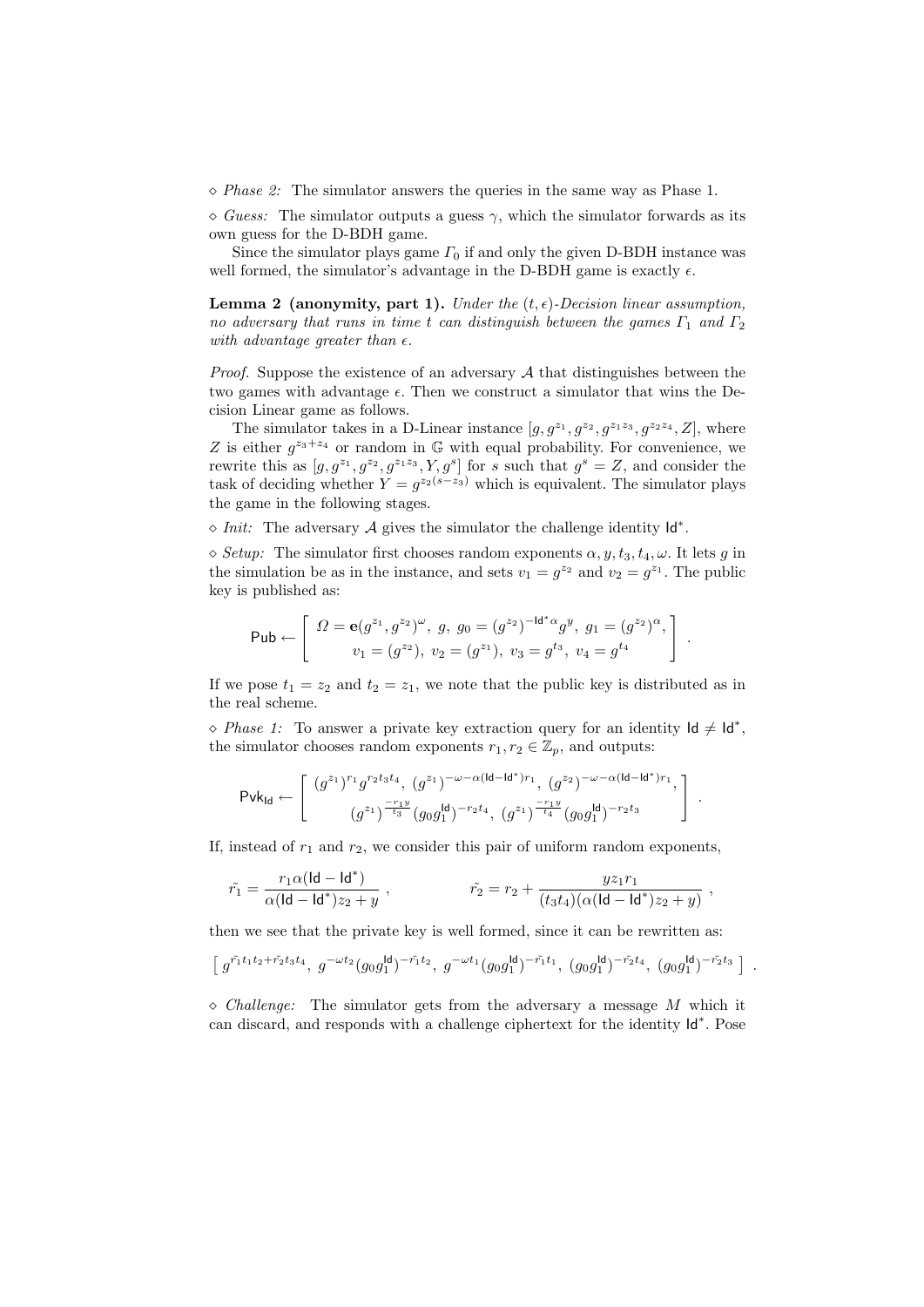◇ *Phase 2:* The simulator answers the queries in the same way as Phase 1.

◇ *Guess:* The simulator outputs a guess $\gamma$, which the simulator forwards as its own guess for the D-BDH game.

Since the simulator plays game $\Gamma_0$ if and only the given D-BDH instance was well formed, the simulator's advantage in the D-BDH game is exactly $\epsilon$.

**Lemma 2 (anonymity, part 1).** *Under the $(t, \epsilon)$-Decision linear assumption, no adversary that runs in time $t$ can distinguish between the games $\Gamma_1$ and $\Gamma_2$ with advantage greater than $\epsilon$.*

*Proof.* Suppose the existence of an adversary $\mathcal{A}$ that distinguishes between the two games with advantage $\epsilon$. Then we construct a simulator that wins the Decision Linear game as follows.

The simulator takes in a D-Linear instance $[g, g^{z_1}, g^{z_2}, g^{z_1 z_3}, g^{z_2 z_4}, Z]$, where $Z$ is either $g^{z_3+z_4}$ or random in $\mathbb{G}$ with equal probability. For convenience, we rewrite this as $[g, g^{z_1}, g^{z_2}, g^{z_1 z_3}, Y, g^s]$ for $s$ such that $g^s = Z$, and consider the task of deciding whether $Y = g^{z_2(s-z_3)}$ which is equivalent. The simulator plays the game in the following stages.

◇ *Init:* The adversary $\mathcal{A}$ gives the simulator the challenge identity $\mathsf{Id}^*$.

◇ *Setup:* The simulator first chooses random exponents $\alpha, y, t_3, t_4, \omega$. It lets $g$ in the simulation be as in the instance, and sets $v_1 = g^{z_2}$ and $v_2 = g^{z_1}$. The public key is published as:

$$\mathsf{Pub} \leftarrow \left[ \begin{array}{c} \Omega = \mathbf{e}(g^{z_1}, g^{z_2})^{\omega},\ g,\ g_0 = (g^{z_2})^{-\mathsf{Id}^* \alpha} g^{y},\ g_1 = (g^{z_2})^{\alpha}, \\ v_1 = (g^{z_2}),\ v_2 = (g^{z_1}),\ v_3 = g^{t_3},\ v_4 = g^{t_4} \end{array} \right] .$$

If we pose $t_1 = z_2$ and $t_2 = z_1$, we note that the public key is distributed as in the real scheme.

◇ *Phase 1:* To answer a private key extraction query for an identity $\mathsf{Id} \neq \mathsf{Id}^*$, the simulator chooses random exponents $r_1, r_2 \in \mathbb{Z}_p$, and outputs:

$$\mathsf{Pvk}_{\mathsf{Id}} \leftarrow \left[ \begin{array}{c} (g^{z_1})^{r_1} g^{r_2 t_3 t_4},\ (g^{z_1})^{-\omega - \alpha(\mathsf{Id}-\mathsf{Id}^*) r_1},\ (g^{z_2})^{-\omega - \alpha(\mathsf{Id}-\mathsf{Id}^*) r_1}, \\ (g^{z_1})^{\frac{-r_1 y}{t_3}} (g_0 g_1^{\mathsf{Id}})^{-r_2 t_4},\ (g^{z_1})^{\frac{-r_1 y}{t_4}} (g_0 g_1^{\mathsf{Id}})^{-r_2 t_3} \end{array} \right] .$$

If, instead of $r_1$ and $r_2$, we consider this pair of uniform random exponents,

$$\tilde{r_1} = \frac{r_1 \alpha(\mathsf{Id} - \mathsf{Id}^*)}{\alpha(\mathsf{Id} - \mathsf{Id}^*) z_2 + y} , \qquad \tilde{r_2} = r_2 + \frac{y z_1 r_1}{(t_3 t_4)(\alpha(\mathsf{Id} - \mathsf{Id}^*) z_2 + y)} ,$$

then we see that the private key is well formed, since it can be rewritten as:

$$\left[ g^{\tilde{r_1} t_1 t_2 + \tilde{r_2} t_3 t_4},\ g^{-\omega t_2} (g_0 g_1^{\mathsf{Id}})^{-\tilde{r_1} t_2},\ g^{-\omega t_1} (g_0 g_1^{\mathsf{Id}})^{-\tilde{r_1} t_1},\ (g_0 g_1^{\mathsf{Id}})^{-\tilde{r_2} t_4},\ (g_0 g_1^{\mathsf{Id}})^{-\tilde{r_2} t_3} \right] .$$

◇ *Challenge:* The simulator gets from the adversary a message $M$ which it can discard, and responds with a challenge ciphertext for the identity $\mathsf{Id}^*$. Pose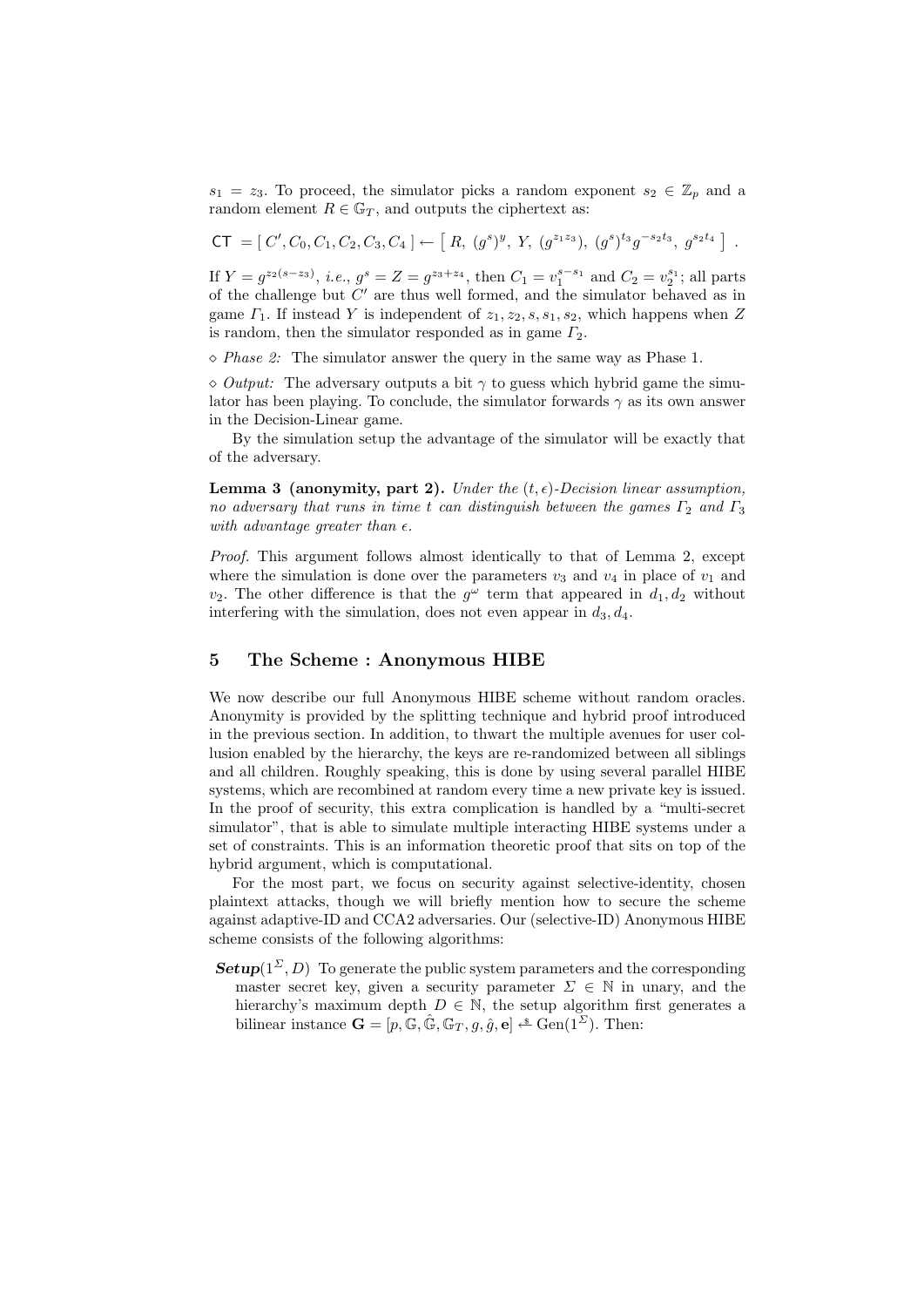$s_1 = z_3$. To proceed, the simulator picks a random exponent $s_2 \in \mathbb{Z}_p$ and a random element $R \in \mathbb{G}_T$, and outputs the ciphertext as:

$$\mathsf{CT} = [\, C', C_0, C_1, C_2, C_3, C_4 \,] \leftarrow \left[\, R,\ (g^s)^y,\ Y,\ (g^{z_1 z_3}),\ (g^s)^{t_3} g^{-s_2 t_3},\ g^{s_2 t_4} \,\right] \ .$$

If $Y = g^{z_2(s-z_3)}$, *i.e.*, $g^s = Z = g^{z_3+z_4}$, then $C_1 = v_1^{s-s_1}$ and $C_2 = v_2^{s_1}$; all parts of the challenge but $C'$ are thus well formed, and the simulator behaved as in game $\Gamma_1$. If instead $Y$ is independent of $z_1, z_2, s, s_1, s_2$, which happens when $Z$ is random, then the simulator responded as in game $\Gamma_2$.

$\diamond$ *Phase 2:* The simulator answer the query in the same way as Phase 1.

$\diamond$ *Output:* The adversary outputs a bit $\gamma$ to guess which hybrid game the simulator has been playing. To conclude, the simulator forwards $\gamma$ as its own answer in the Decision-Linear game.

By the simulation setup the advantage of the simulator will be exactly that of the adversary.

**Lemma 3 (anonymity, part 2).** *Under the $(t,\epsilon)$-Decision linear assumption, no adversary that runs in time $t$ can distinguish between the games $\Gamma_2$ and $\Gamma_3$ with advantage greater than $\epsilon$.*

*Proof.* This argument follows almost identically to that of Lemma 2, except where the simulation is done over the parameters $v_3$ and $v_4$ in place of $v_1$ and $v_2$. The other difference is that the $g^\omega$ term that appeared in $d_1, d_2$ without interfering with the simulation, does not even appear in $d_3, d_4$.

## 5 The Scheme : Anonymous HIBE

We now describe our full Anonymous HIBE scheme without random oracles. Anonymity is provided by the splitting technique and hybrid proof introduced in the previous section. In addition, to thwart the multiple avenues for user collusion enabled by the hierarchy, the keys are re-randomized between all siblings and all children. Roughly speaking, this is done by using several parallel HIBE systems, which are recombined at random every time a new private key is issued. In the proof of security, this extra complication is handled by a "multi-secret simulator", that is able to simulate multiple interacting HIBE systems under a set of constraints. This is an information theoretic proof that sits on top of the hybrid argument, which is computational.

For the most part, we focus on security against selective-identity, chosen plaintext attacks, though we will briefly mention how to secure the scheme against adaptive-ID and CCA2 adversaries. Our (selective-ID) Anonymous HIBE scheme consists of the following algorithms:

***Setup***$(1^\Sigma, D)$ To generate the public system parameters and the corresponding master secret key, given a security parameter $\Sigma \in \mathbb{N}$ in unary, and the hierarchy's maximum depth $D \in \mathbb{N}$, the setup algorithm first generates a bilinear instance $\mathbf{G} = [p, \mathbb{G}, \hat{\mathbb{G}}, \mathbb{G}_T, g, \hat{g}, \mathbf{e}] \xleftarrow{\$} \mathrm{Gen}(1^\Sigma)$. Then: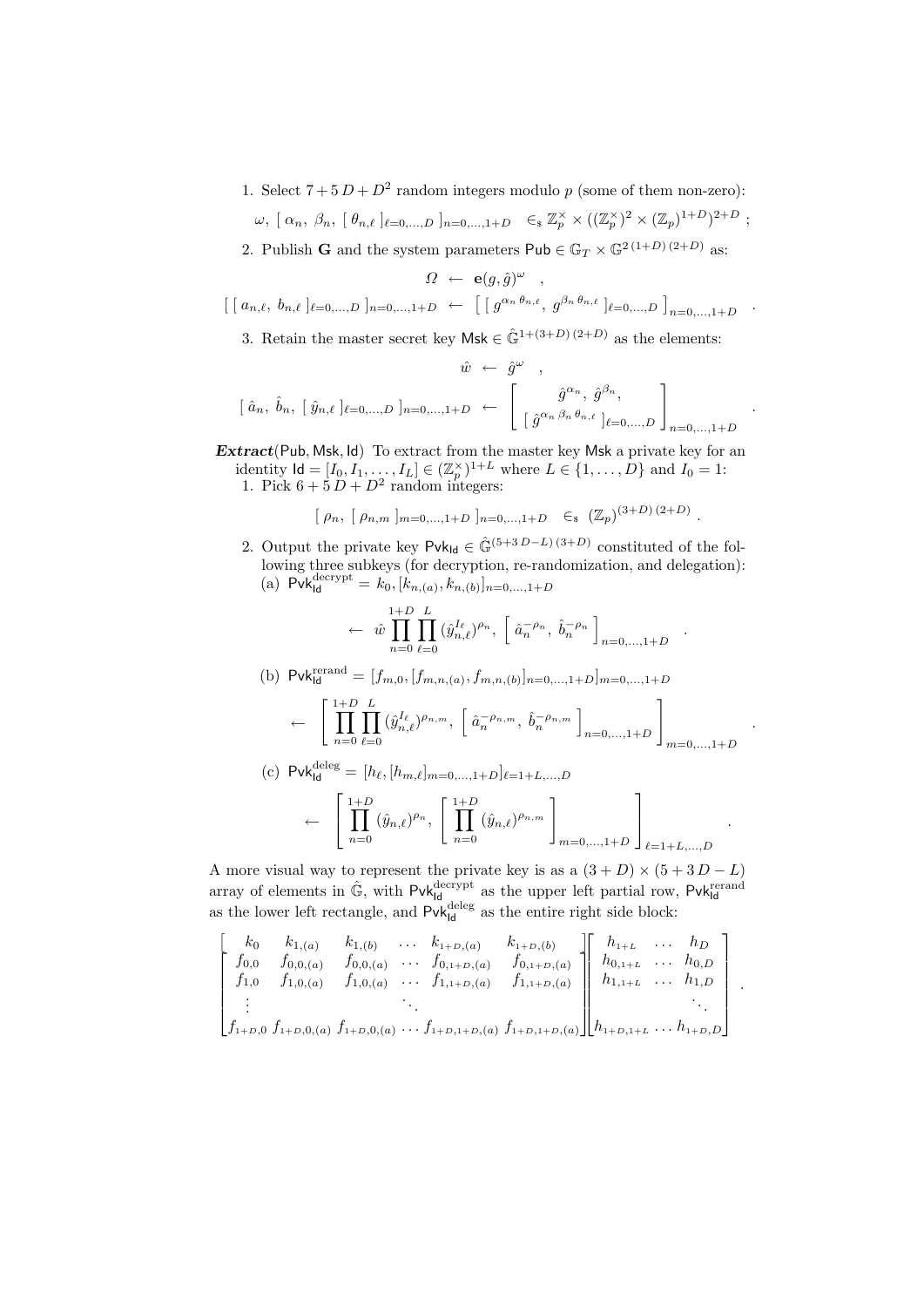1. Select $7 + 5\,D + D^2$ random integers modulo $p$ (some of them non-zero):

$$\omega,\ [\ \alpha_n,\ \beta_n,\ [\ \theta_{n,\ell}\ ]_{\ell=0,\ldots,D}\ ]_{n=0,\ldots,1+D} \quad \in_\$ \ \mathbb{Z}_p^\times \times ((\mathbb{Z}_p^\times)^2 \times (\mathbb{Z}_p)^{1+D})^{2+D}\ ;$$

2. Publish $\mathbf{G}$ and the system parameters $\mathsf{Pub} \in \mathbb{G}_T \times \mathbb{G}^{2\,(1+D)\,(2+D)}$ as:

$$\Omega \ \leftarrow\ \mathbf{e}(g,\hat{g})^{\omega} \quad ,$$

$$[\ [\ a_{n,\ell},\ b_{n,\ell}\ ]_{\ell=0,\ldots,D}\ ]_{n=0,\ldots,1+D} \ \leftarrow\ \Big[\ [\ g^{\alpha_n\,\theta_{n,\ell}},\ g^{\beta_n\,\theta_{n,\ell}}\ ]_{\ell=0,\ldots,D}\ \Big]_{n=0,\ldots,1+D} \quad .$$

3. Retain the master secret key $\mathsf{Msk} \in \hat{\mathbb{G}}^{1+(3+D)\,(2+D)}$ as the elements:

$$\hat{w} \ \leftarrow\ \hat{g}^{\omega} \quad ,$$

$$[\ \hat{a}_n,\ \hat{b}_n,\ [\ \hat{y}_{n,\ell}\ ]_{\ell=0,\ldots,D}\ ]_{n=0,\ldots,1+D} \ \leftarrow\ \begin{bmatrix} \hat{g}^{\alpha_n},\ \hat{g}^{\beta_n}, \\ [\ \hat{g}^{\alpha_n\,\beta_n\,\theta_{n,\ell}}\ ]_{\ell=0,\ldots,D} \end{bmatrix}_{n=0,\ldots,1+D} \quad .$$

***Extract***$(\mathsf{Pub}, \mathsf{Msk}, \mathsf{Id})$ To extract from the master key $\mathsf{Msk}$ a private key for an identity $\mathsf{Id} = [I_0, I_1, \ldots, I_L] \in (\mathbb{Z}_p^\times)^{1+L}$ where $L \in \{1,\ldots,D\}$ and $I_0 = 1$:

1. Pick $6 + 5\,D + D^2$ random integers:

$$[\ \rho_n,\ [\ \rho_{n,m}\ ]_{m=0,\ldots,1+D}\ ]_{n=0,\ldots,1+D} \quad \in_\$ \ (\mathbb{Z}_p)^{(3+D)\,(2+D)}\ .$$

2. Output the private key $\mathsf{Pvk}_{\mathsf{Id}} \in \hat{\mathbb{G}}^{(5+3\,D-L)\,(3+D)}$ constituted of the following three subkeys (for decryption, re-randomization, and delegation):

(a) $\mathsf{Pvk}_{\mathsf{Id}}^{\text{decrypt}} = k_0, [k_{n,(a)}, k_{n,(b)}]_{n=0,\ldots,1+D}$

$$\leftarrow\ \hat{w}\prod_{n=0}^{1+D}\prod_{\ell=0}^{L}(\hat{y}_{n,\ell}^{I_\ell})^{\rho_n},\ \Big[\ \hat{a}_n^{-\rho_n},\ \hat{b}_n^{-\rho_n}\ \Big]_{n=0,\ldots,1+D} \quad .$$

(b) $\mathsf{Pvk}_{\mathsf{Id}}^{\text{rerand}} = [f_{m,0}, [f_{m,n,(a)}, f_{m,n,(b)}]_{n=0,\ldots,1+D}]_{m=0,\ldots,1+D}$

$$\leftarrow\ \left[\ \prod_{n=0}^{1+D}\prod_{\ell=0}^{L}(\hat{y}_{n,\ell}^{I_\ell})^{\rho_{n,m}},\ \Big[\ \hat{a}_n^{-\rho_{n,m}},\ \hat{b}_n^{-\rho_{n,m}}\ \Big]_{n=0,\ldots,1+D}\ \right]_{m=0,\ldots,1+D} \quad .$$

(c) $\mathsf{Pvk}_{\mathsf{Id}}^{\text{deleg}} = [h_\ell, [h_{m,\ell}]_{m=0,\ldots,1+D}]_{\ell=1+L,\ldots,D}$

$$\leftarrow\ \left[\ \prod_{n=0}^{1+D}(\hat{y}_{n,\ell})^{\rho_n},\ \left[\ \prod_{n=0}^{1+D}(\hat{y}_{n,\ell})^{\rho_{n,m}}\ \right]_{m=0,\ldots,1+D}\ \right]_{\ell=1+L,\ldots,D} \quad .$$

A more visual way to represent the private key is as a $(3+D)\times(5+3\,D-L)$ array of elements in $\hat{\mathbb{G}}$, with $\mathsf{Pvk}_{\mathsf{Id}}^{\text{decrypt}}$ as the upper left partial row, $\mathsf{Pvk}_{\mathsf{Id}}^{\text{rerand}}$ as the lower left rectangle, and $\mathsf{Pvk}_{\mathsf{Id}}^{\text{deleg}}$ as the entire right side block:

$$\begin{bmatrix} k_0 & k_{1,(a)} & k_{1,(b)} & \ldots & k_{1+D,(a)} & k_{1+D,(b)} \\ f_{0,0} & f_{0,0,(a)} & f_{0,0,(a)} & \ldots & f_{0,1+D,(a)} & f_{0,1+D,(a)} \\ f_{1,0} & f_{1,0,(a)} & f_{1,0,(a)} & \ldots & f_{1,1+D,(a)} & f_{1,1+D,(a)} \\ \vdots & & & \ddots & & \\ f_{1+D,0} & f_{1+D,0,(a)} & f_{1+D,0,(a)} & \ldots & f_{1+D,1+D,(a)} & f_{1+D,1+D,(a)} \end{bmatrix}\begin{bmatrix} h_{1+L} & \ldots & h_D \\ h_{0,1+L} & \ldots & h_{0,D} \\ h_{1,1+L} & \ldots & h_{1,D} \\ & & \ddots \\ h_{1+D,1+L} & \ldots & h_{1+D,D} \end{bmatrix} .$$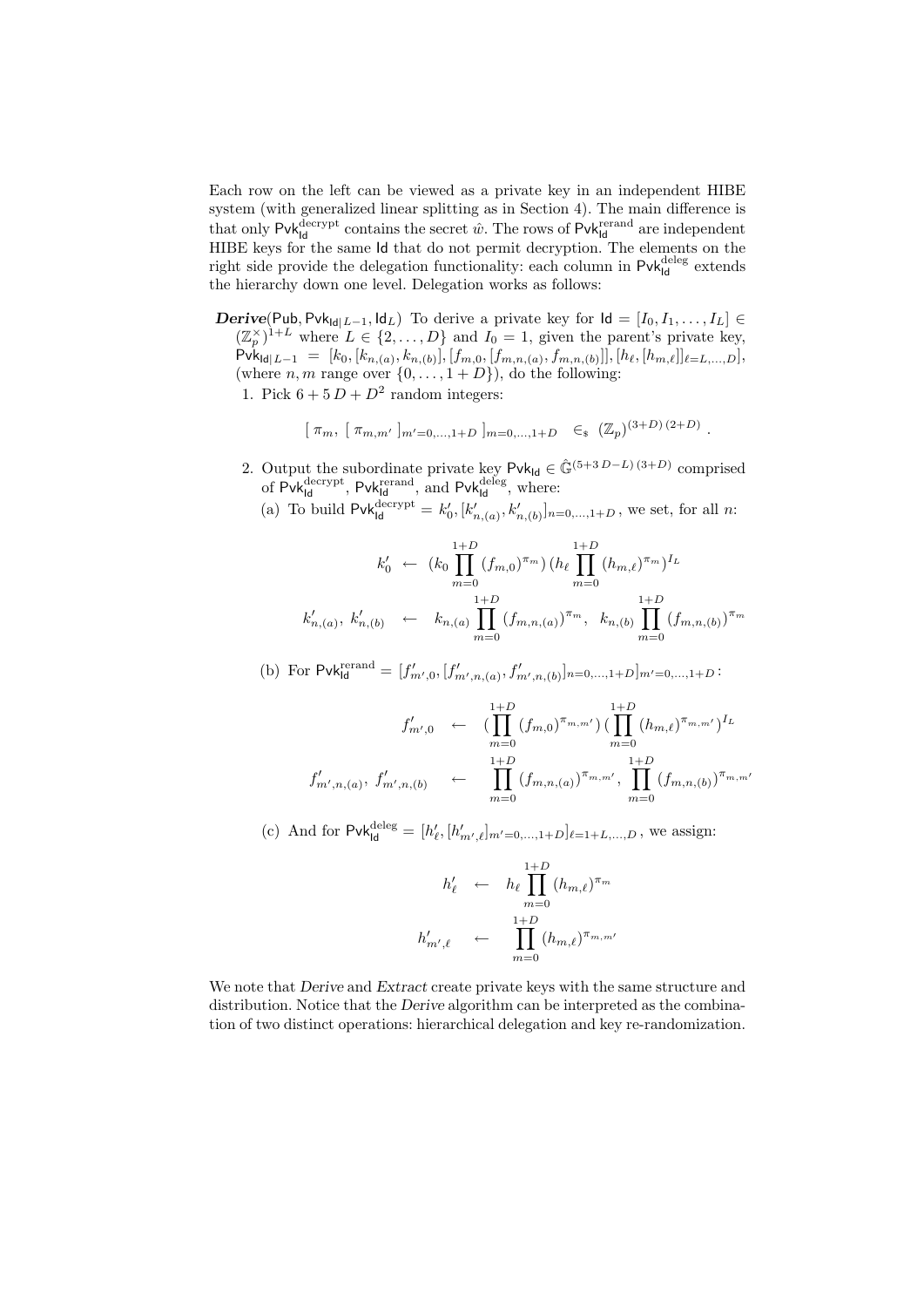Each row on the left can be viewed as a private key in an independent HIBE system (with generalized linear splitting as in Section 4). The main difference is that only $\mathsf{Pvk}_{\mathsf{Id}}^{\text{decrypt}}$ contains the secret $\hat{w}$. The rows of $\mathsf{Pvk}_{\mathsf{Id}}^{\text{rerand}}$ are independent HIBE keys for the same $\mathsf{Id}$ that do not permit decryption. The elements on the right side provide the delegation functionality: each column in $\mathsf{Pvk}_{\mathsf{Id}}^{\text{deleg}}$ extends the hierarchy down one level. Delegation works as follows:

***Derive***$(\mathsf{Pub}, \mathsf{Pvk}_{\mathsf{Id}|L-1}, \mathsf{Id}_L)$ To derive a private key for $\mathsf{Id} = [I_0, I_1, \ldots, I_L] \in (\mathbb{Z}_p^\times)^{1+L}$ where $L \in \{2, \ldots, D\}$ and $I_0 = 1$, given the parent's private key, $\mathsf{Pvk}_{\mathsf{Id}|L-1} = [k_0, [k_{n,(a)}, k_{n,(b)}], [f_{m,0}, [f_{m,n,(a)}, f_{m,n,(b)}]], [h_\ell, [h_{m,\ell}]]_{\ell=L,\ldots,D}]$, (where $n, m$ range over $\{0, \ldots, 1+D\}$), do the following:

1. Pick $6 + 5\,D + D^2$ random integers:

$$[\ \pi_m,\ [\ \pi_{m,m'}\ ]_{m'=0,\ldots,1+D}\ ]_{m=0,\ldots,1+D} \ \ \in_\$ \ (\mathbb{Z}_p)^{(3+D)\,(2+D)}\ .$$

2. Output the subordinate private key $\mathsf{Pvk}_{\mathsf{Id}} \in \hat{\mathbb{G}}^{(5+3\,D-L)\,(3+D)}$ comprised of $\mathsf{Pvk}_{\mathsf{Id}}^{\text{decrypt}}$, $\mathsf{Pvk}_{\mathsf{Id}}^{\text{rerand}}$, and $\mathsf{Pvk}_{\mathsf{Id}}^{\text{deleg}}$, where:

   (a) To build $\mathsf{Pvk}_{\mathsf{Id}}^{\text{decrypt}} = k'_0, [k'_{n,(a)}, k'_{n,(b)}]_{n=0,\ldots,1+D}$, we set, for all $n$:

$$k'_0 \ \leftarrow\ (k_0 \prod_{m=0}^{1+D} (f_{m,0})^{\pi_m})\,(h_\ell \prod_{m=0}^{1+D} (h_{m,\ell})^{\pi_m})^{I_L}$$

$$k'_{n,(a)},\ k'_{n,(b)} \quad\leftarrow\quad k_{n,(a)} \prod_{m=0}^{1+D} (f_{m,n,(a)})^{\pi_m},\ \ k_{n,(b)} \prod_{m=0}^{1+D} (f_{m,n,(b)})^{\pi_m}$$

   (b) For $\mathsf{Pvk}_{\mathsf{Id}}^{\text{rerand}} = [f'_{m',0}, [f'_{m',n,(a)}, f'_{m',n,(b)}]_{n=0,\ldots,1+D}]_{m'=0,\ldots,1+D}$:

$$f'_{m',0} \quad\leftarrow\quad (\prod_{m=0}^{1+D} (f_{m,0})^{\pi_{m,m'}})\,(\prod_{m=0}^{1+D} (h_{m,\ell})^{\pi_{m,m'}})^{I_L}$$

$$f'_{m',n,(a)},\ f'_{m',n,(b)} \quad\leftarrow\quad \prod_{m=0}^{1+D} (f_{m,n,(a)})^{\pi_{m,m'}},\ \prod_{m=0}^{1+D} (f_{m,n,(b)})^{\pi_{m,m'}}$$

   (c) And for $\mathsf{Pvk}_{\mathsf{Id}}^{\text{deleg}} = [h'_\ell, [h'_{m',\ell}]_{m'=0,\ldots,1+D}]_{\ell=1+L,\ldots,D}$, we assign:

$$h'_\ell \quad\leftarrow\quad h_\ell \prod_{m=0}^{1+D} (h_{m,\ell})^{\pi_m}$$

$$h'_{m',\ell} \quad\leftarrow\quad \prod_{m=0}^{1+D} (h_{m,\ell})^{\pi_{m,m'}}$$

We note that *Derive* and *Extract* create private keys with the same structure and distribution. Notice that the *Derive* algorithm can be interpreted as the combination of two distinct operations: hierarchical delegation and key re-randomization.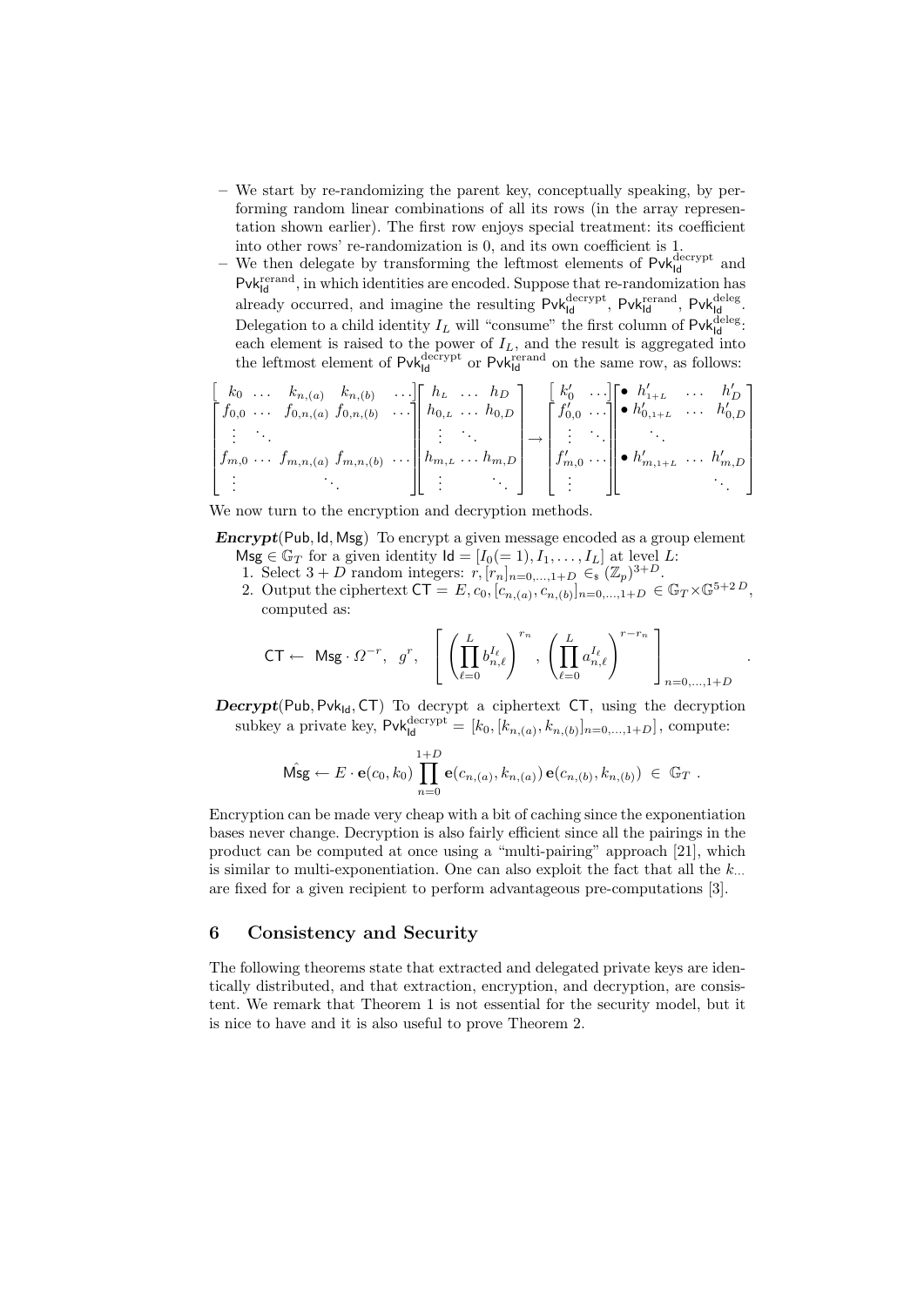– We start by re-randomizing the parent key, conceptually speaking, by performing random linear combinations of all its rows (in the array representation shown earlier). The first row enjoys special treatment: its coefficient into other rows' re-randomization is 0, and its own coefficient is 1.
– We then delegate by transforming the leftmost elements of $\mathsf{Pvk}_{\mathsf{Id}}^{\text{decrypt}}$ and $\mathsf{Pvk}_{\mathsf{Id}}^{\text{rerand}}$, in which identities are encoded. Suppose that re-randomization has already occurred, and imagine the resulting $\mathsf{Pvk}_{\mathsf{Id}}^{\text{decrypt}}$, $\mathsf{Pvk}_{\mathsf{Id}}^{\text{rerand}}$, $\mathsf{Pvk}_{\mathsf{Id}}^{\text{deleg}}$. Delegation to a child identity $I_L$ will "consume" the first column of $\mathsf{Pvk}_{\mathsf{Id}}^{\text{deleg}}$: each element is raised to the power of $I_L$, and the result is aggregated into the leftmost element of $\mathsf{Pvk}_{\mathsf{Id}}^{\text{decrypt}}$ or $\mathsf{Pvk}_{\mathsf{Id}}^{\text{rerand}}$ on the same row, as follows:

$$
\begin{bmatrix} k_0 & \dots & k_{n,(a)} & k_{n,(b)} & \dots \\ f_{0,0} & \dots & f_{0,n,(a)} & f_{0,n,(b)} & \dots \\ \vdots & \ddots & & & \\ f_{m,0} & \dots & f_{m,n,(a)} & f_{m,n,(b)} & \dots \\ \vdots & & \ddots & & \end{bmatrix}
\begin{bmatrix} h_L & \dots & h_D \\ h_{0,L} & \dots & h_{0,D} \\ \vdots & \ddots & \\ h_{m,L} & \dots & h_{m,D} \\ \vdots & & \ddots \end{bmatrix}
\rightarrow
\begin{bmatrix} k'_0 & \dots \\ f'_{0,0} & \dots \\ \vdots & \ddots \\ f'_{m,0} & \dots \\ \vdots & \end{bmatrix}
\begin{bmatrix} \bullet & h'_{1+L} & \dots & h'_D \\ \bullet & h'_{0,1+L} & \dots & h'_{0,D} \\ & \ddots & & \\ \bullet & h'_{m,1+L} & \dots & h'_{m,D} \\ & & & \ddots \end{bmatrix}
$$

We now turn to the encryption and decryption methods.

***Encrypt***$(\mathsf{Pub}, \mathsf{Id}, \mathsf{Msg})$ To encrypt a given message encoded as a group element $\mathsf{Msg} \in \mathbb{G}_T$ for a given identity $\mathsf{Id} = [I_0(=1), I_1, \dots, I_L]$ at level $L$:

1. Select $3 + D$ random integers: $r, [r_n]_{n=0,\dots,1+D} \in_\$ (\mathbb{Z}_p)^{3+D}$.
2. Output the ciphertext $\mathsf{CT} = E, c_0, [c_{n,(a)}, c_{n,(b)}]_{n=0,\dots,1+D} \in \mathbb{G}_T \times \mathbb{G}^{5+2D}$, computed as:

$$
\mathsf{CT} \leftarrow \ \mathsf{Msg} \cdot \Omega^{-r}, \ \ g^r, \ \ \left[ \left( \prod_{\ell=0}^{L} b_{n,\ell}^{I_\ell} \right)^{r_n}, \left( \prod_{\ell=0}^{L} a_{n,\ell}^{I_\ell} \right)^{r - r_n} \right]_{n=0,\dots,1+D} .
$$

***Decrypt***$(\mathsf{Pub}, \mathsf{Pvk}_{\mathsf{Id}}, \mathsf{CT})$ To decrypt a ciphertext $\mathsf{CT}$, using the decryption subkey a private key, $\mathsf{Pvk}_{\mathsf{Id}}^{\text{decrypt}} = [k_0, [k_{n,(a)}, k_{n,(b)}]_{n=0,\dots,1+D}]$, compute:

$$
\hat{\mathsf{Msg}} \leftarrow E \cdot \mathbf{e}(c_0, k_0) \prod_{n=0}^{1+D} \mathbf{e}(c_{n,(a)}, k_{n,(a)})\, \mathbf{e}(c_{n,(b)}, k_{n,(b)}) \ \in \ \mathbb{G}_T \ .
$$

Encryption can be made very cheap with a bit of caching since the exponentiation bases never change. Decryption is also fairly efficient since all the pairings in the product can be computed at once using a "multi-pairing" approach [21], which is similar to multi-exponentiation. One can also exploit the fact that all the $k_{\dots}$ are fixed for a given recipient to perform advantageous pre-computations [3].

## 6 Consistency and Security

The following theorems state that extracted and delegated private keys are identically distributed, and that extraction, encryption, and decryption, are consistent. We remark that Theorem 1 is not essential for the security model, but it is nice to have and it is also useful to prove Theorem 2.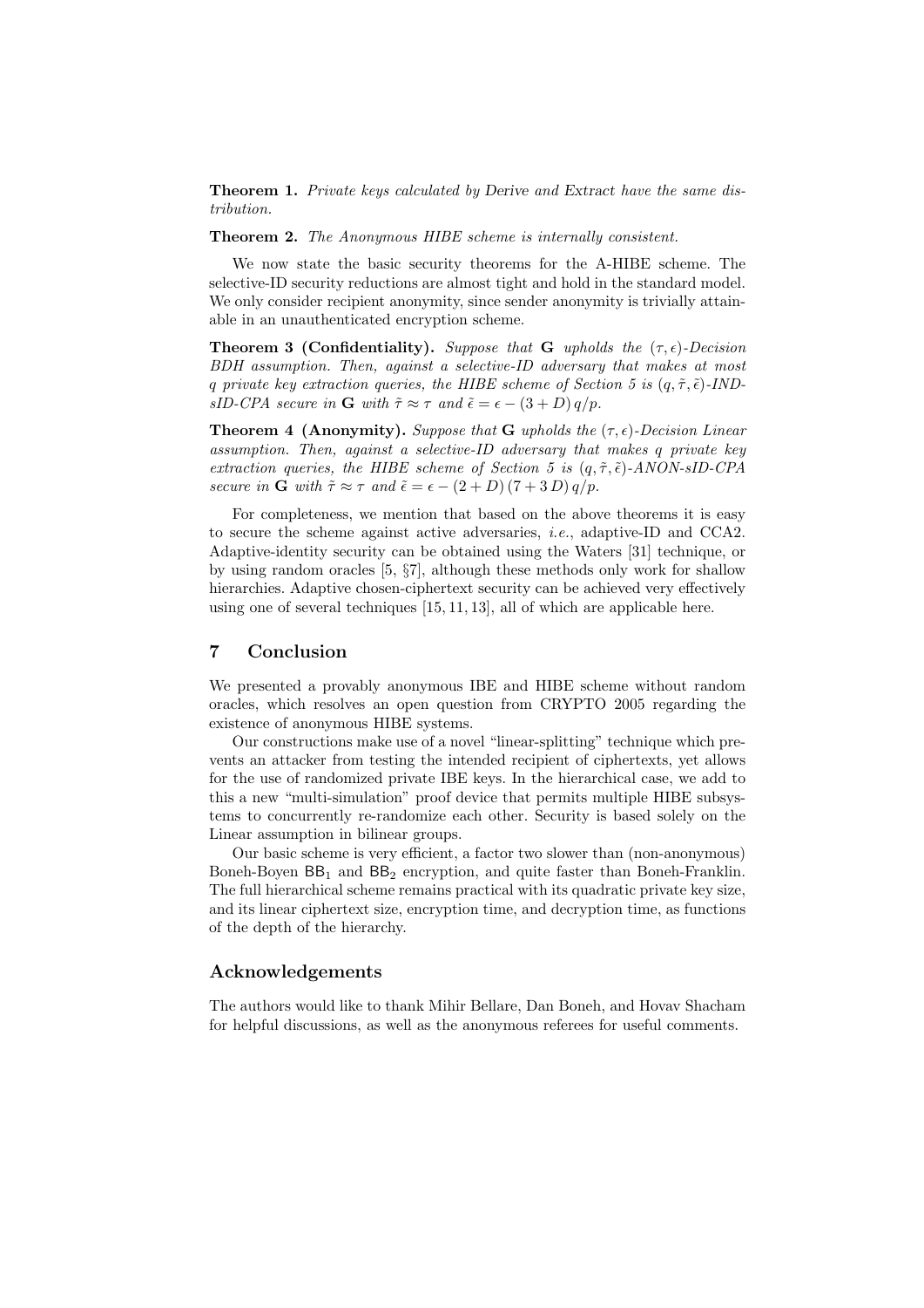**Theorem 1.** *Private keys calculated by* Derive *and* Extract *have the same distribution.*

**Theorem 2.** *The Anonymous HIBE scheme is internally consistent.*

We now state the basic security theorems for the A-HIBE scheme. The selective-ID security reductions are almost tight and hold in the standard model. We only consider recipient anonymity, since sender anonymity is trivially attainable in an unauthenticated encryption scheme.

**Theorem 3 (Confidentiality).** *Suppose that* $\mathbf{G}$ *upholds the* $(\tau, \epsilon)$*-Decision BDH assumption. Then, against a selective-ID adversary that makes at most* $q$ *private key extraction queries, the HIBE scheme of Section 5 is* $(q, \tilde{\tau}, \tilde{\epsilon})$*-IND-sID-CPA secure in* $\mathbf{G}$ *with* $\tilde{\tau} \approx \tau$ *and* $\tilde{\epsilon} = \epsilon - (3 + D)\, q/p$.

**Theorem 4 (Anonymity).** *Suppose that* $\mathbf{G}$ *upholds the* $(\tau, \epsilon)$*-Decision Linear assumption. Then, against a selective-ID adversary that makes* $q$ *private key extraction queries, the HIBE scheme of Section 5 is* $(q, \tilde{\tau}, \tilde{\epsilon})$*-ANON-sID-CPA secure in* $\mathbf{G}$ *with* $\tilde{\tau} \approx \tau$ *and* $\tilde{\epsilon} = \epsilon - (2 + D)\,(7 + 3\,D)\, q/p$.

For completeness, we mention that based on the above theorems it is easy to secure the scheme against active adversaries, *i.e.*, adaptive-ID and CCA2. Adaptive-identity security can be obtained using the Waters [31] technique, or by using random oracles [5, §7], although these methods only work for shallow hierarchies. Adaptive chosen-ciphertext security can be achieved very effectively using one of several techniques [15, 11, 13], all of which are applicable here.

## 7 Conclusion

We presented a provably anonymous IBE and HIBE scheme without random oracles, which resolves an open question from CRYPTO 2005 regarding the existence of anonymous HIBE systems.

Our constructions make use of a novel "linear-splitting" technique which prevents an attacker from testing the intended recipient of ciphertexts, yet allows for the use of randomized private IBE keys. In the hierarchical case, we add to this a new "multi-simulation" proof device that permits multiple HIBE subsystems to concurrently re-randomize each other. Security is based solely on the Linear assumption in bilinear groups.

Our basic scheme is very efficient, a factor two slower than (non-anonymous) Boneh-Boyen $\mathsf{BB}_1$ and $\mathsf{BB}_2$ encryption, and quite faster than Boneh-Franklin. The full hierarchical scheme remains practical with its quadratic private key size, and its linear ciphertext size, encryption time, and decryption time, as functions of the depth of the hierarchy.

## Acknowledgements

The authors would like to thank Mihir Bellare, Dan Boneh, and Hovav Shacham for helpful discussions, as well as the anonymous referees for useful comments.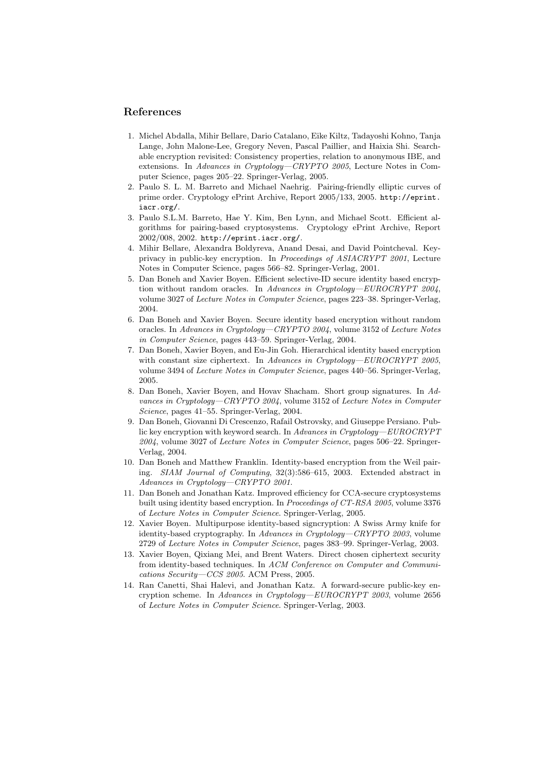## References

1. Michel Abdalla, Mihir Bellare, Dario Catalano, Eike Kiltz, Tadayoshi Kohno, Tanja Lange, John Malone-Lee, Gregory Neven, Pascal Paillier, and Haixia Shi. Searchable encryption revisited: Consistency properties, relation to anonymous IBE, and extensions. In *Advances in Cryptology—CRYPTO 2005*, Lecture Notes in Computer Science, pages 205–22. Springer-Verlag, 2005.
2. Paulo S. L. M. Barreto and Michael Naehrig. Pairing-friendly elliptic curves of prime order. Cryptology ePrint Archive, Report 2005/133, 2005. `http://eprint.iacr.org/`.
3. Paulo S.L.M. Barreto, Hae Y. Kim, Ben Lynn, and Michael Scott. Efficient algorithms for pairing-based cryptosystems. Cryptology ePrint Archive, Report 2002/008, 2002. `http://eprint.iacr.org/`.
4. Mihir Bellare, Alexandra Boldyreva, Anand Desai, and David Pointcheval. Key-privacy in public-key encryption. In *Proceedings of ASIACRYPT 2001*, Lecture Notes in Computer Science, pages 566–82. Springer-Verlag, 2001.
5. Dan Boneh and Xavier Boyen. Efficient selective-ID secure identity based encryption without random oracles. In *Advances in Cryptology—EUROCRYPT 2004*, volume 3027 of *Lecture Notes in Computer Science*, pages 223–38. Springer-Verlag, 2004.
6. Dan Boneh and Xavier Boyen. Secure identity based encryption without random oracles. In *Advances in Cryptology—CRYPTO 2004*, volume 3152 of *Lecture Notes in Computer Science*, pages 443–59. Springer-Verlag, 2004.
7. Dan Boneh, Xavier Boyen, and Eu-Jin Goh. Hierarchical identity based encryption with constant size ciphertext. In *Advances in Cryptology—EUROCRYPT 2005*, volume 3494 of *Lecture Notes in Computer Science*, pages 440–56. Springer-Verlag, 2005.
8. Dan Boneh, Xavier Boyen, and Hovav Shacham. Short group signatures. In *Advances in Cryptology—CRYPTO 2004*, volume 3152 of *Lecture Notes in Computer Science*, pages 41–55. Springer-Verlag, 2004.
9. Dan Boneh, Giovanni Di Crescenzo, Rafail Ostrovsky, and Giuseppe Persiano. Public key encryption with keyword search. In *Advances in Cryptology—EUROCRYPT 2004*, volume 3027 of *Lecture Notes in Computer Science*, pages 506–22. Springer-Verlag, 2004.
10. Dan Boneh and Matthew Franklin. Identity-based encryption from the Weil pairing. *SIAM Journal of Computing*, 32(3):586–615, 2003. Extended abstract in *Advances in Cryptology—CRYPTO 2001*.
11. Dan Boneh and Jonathan Katz. Improved efficiency for CCA-secure cryptosystems built using identity based encryption. In *Proceedings of CT-RSA 2005*, volume 3376 of *Lecture Notes in Computer Science*. Springer-Verlag, 2005.
12. Xavier Boyen. Multipurpose identity-based signcryption: A Swiss Army knife for identity-based cryptography. In *Advances in Cryptology—CRYPTO 2003*, volume 2729 of *Lecture Notes in Computer Science*, pages 383–99. Springer-Verlag, 2003.
13. Xavier Boyen, Qixiang Mei, and Brent Waters. Direct chosen ciphertext security from identity-based techniques. In *ACM Conference on Computer and Communications Security—CCS 2005*. ACM Press, 2005.
14. Ran Canetti, Shai Halevi, and Jonathan Katz. A forward-secure public-key encryption scheme. In *Advances in Cryptology—EUROCRYPT 2003*, volume 2656 of *Lecture Notes in Computer Science*. Springer-Verlag, 2003.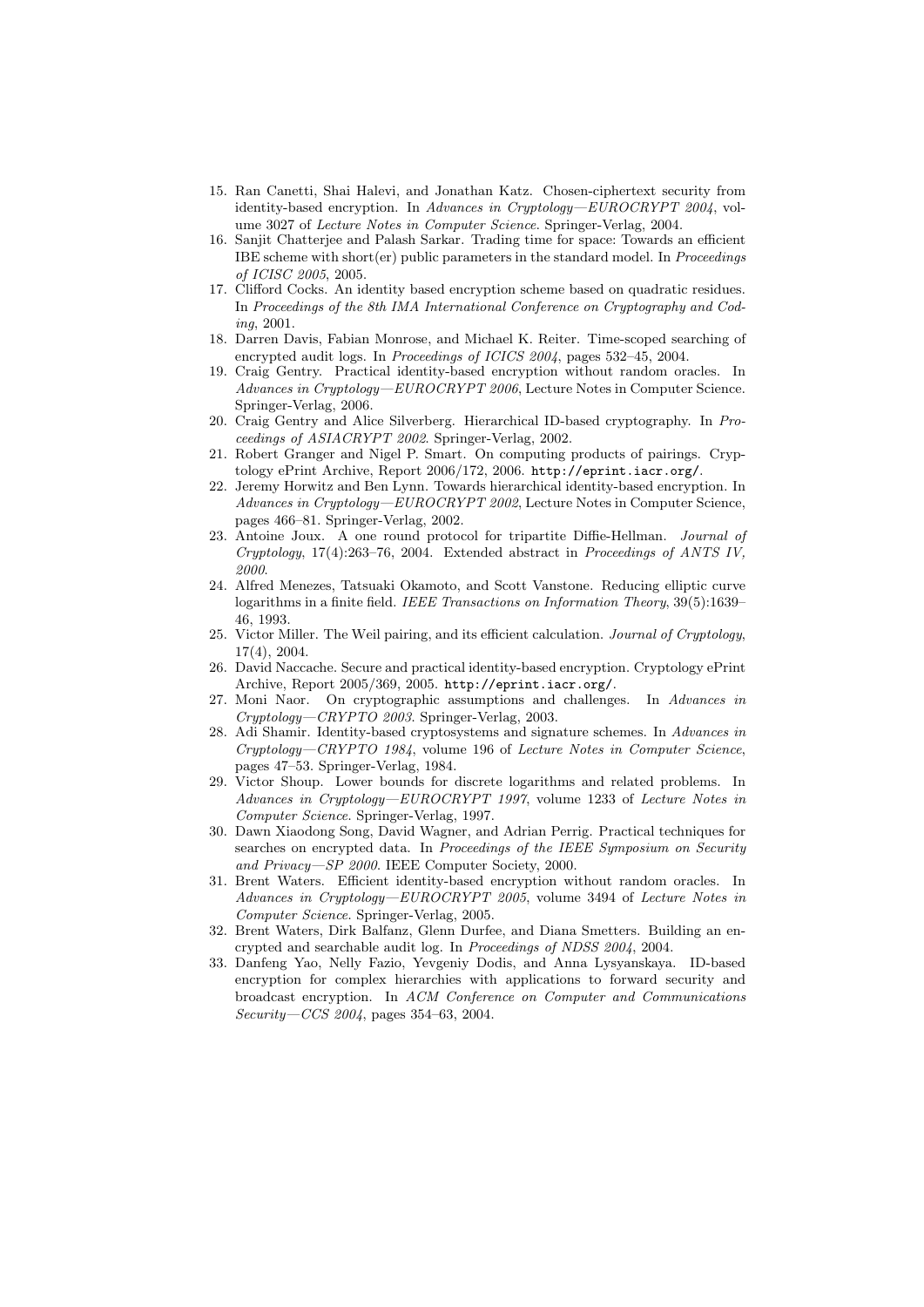15. Ran Canetti, Shai Halevi, and Jonathan Katz. Chosen-ciphertext security from identity-based encryption. In *Advances in Cryptology—EUROCRYPT 2004*, volume 3027 of *Lecture Notes in Computer Science*. Springer-Verlag, 2004.
16. Sanjit Chatterjee and Palash Sarkar. Trading time for space: Towards an efficient IBE scheme with short(er) public parameters in the standard model. In *Proceedings of ICISC 2005*, 2005.
17. Clifford Cocks. An identity based encryption scheme based on quadratic residues. In *Proceedings of the 8th IMA International Conference on Cryptography and Coding*, 2001.
18. Darren Davis, Fabian Monrose, and Michael K. Reiter. Time-scoped searching of encrypted audit logs. In *Proceedings of ICICS 2004*, pages 532–45, 2004.
19. Craig Gentry. Practical identity-based encryption without random oracles. In *Advances in Cryptology—EUROCRYPT 2006*, Lecture Notes in Computer Science. Springer-Verlag, 2006.
20. Craig Gentry and Alice Silverberg. Hierarchical ID-based cryptography. In *Proceedings of ASIACRYPT 2002*. Springer-Verlag, 2002.
21. Robert Granger and Nigel P. Smart. On computing products of pairings. Cryptology ePrint Archive, Report 2006/172, 2006. `http://eprint.iacr.org/`.
22. Jeremy Horwitz and Ben Lynn. Towards hierarchical identity-based encryption. In *Advances in Cryptology—EUROCRYPT 2002*, Lecture Notes in Computer Science, pages 466–81. Springer-Verlag, 2002.
23. Antoine Joux. A one round protocol for tripartite Diffie-Hellman. *Journal of Cryptology*, 17(4):263–76, 2004. Extended abstract in *Proceedings of ANTS IV, 2000*.
24. Alfred Menezes, Tatsuaki Okamoto, and Scott Vanstone. Reducing elliptic curve logarithms in a finite field. *IEEE Transactions on Information Theory*, 39(5):1639–46, 1993.
25. Victor Miller. The Weil pairing, and its efficient calculation. *Journal of Cryptology*, 17(4), 2004.
26. David Naccache. Secure and practical identity-based encryption. Cryptology ePrint Archive, Report 2005/369, 2005. `http://eprint.iacr.org/`.
27. Moni Naor. On cryptographic assumptions and challenges. In *Advances in Cryptology—CRYPTO 2003*. Springer-Verlag, 2003.
28. Adi Shamir. Identity-based cryptosystems and signature schemes. In *Advances in Cryptology—CRYPTO 1984*, volume 196 of *Lecture Notes in Computer Science*, pages 47–53. Springer-Verlag, 1984.
29. Victor Shoup. Lower bounds for discrete logarithms and related problems. In *Advances in Cryptology—EUROCRYPT 1997*, volume 1233 of *Lecture Notes in Computer Science*. Springer-Verlag, 1997.
30. Dawn Xiaodong Song, David Wagner, and Adrian Perrig. Practical techniques for searches on encrypted data. In *Proceedings of the IEEE Symposium on Security and Privacy—SP 2000*. IEEE Computer Society, 2000.
31. Brent Waters. Efficient identity-based encryption without random oracles. In *Advances in Cryptology—EUROCRYPT 2005*, volume 3494 of *Lecture Notes in Computer Science*. Springer-Verlag, 2005.
32. Brent Waters, Dirk Balfanz, Glenn Durfee, and Diana Smetters. Building an encrypted and searchable audit log. In *Proceedings of NDSS 2004*, 2004.
33. Danfeng Yao, Nelly Fazio, Yevgeniy Dodis, and Anna Lysyanskaya. ID-based encryption for complex hierarchies with applications to forward security and broadcast encryption. In *ACM Conference on Computer and Communications Security—CCS 2004*, pages 354–63, 2004.